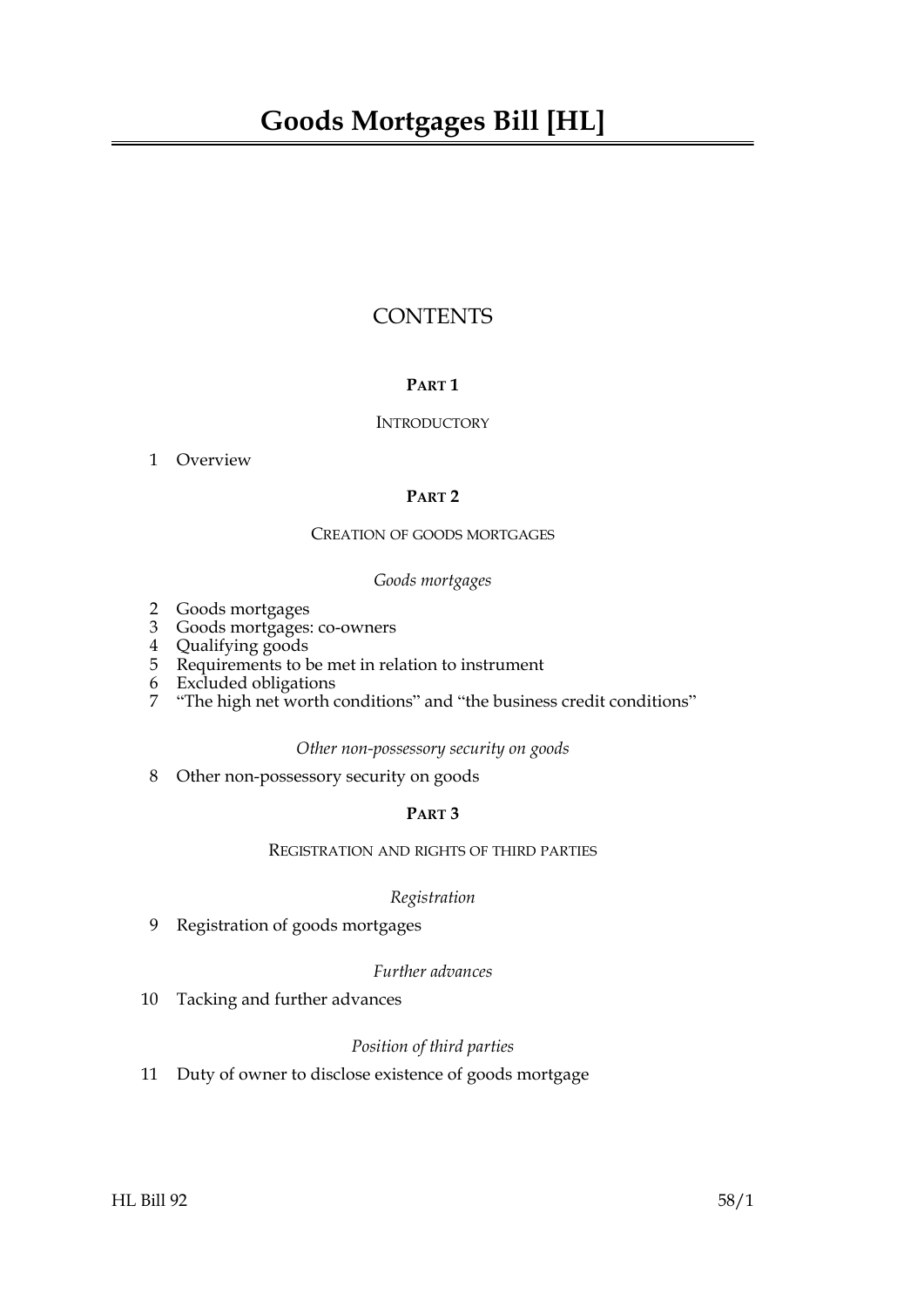# Goods Mortgages Bill [HL]

## CONTENTS

### PART 1

INTRODUCTORY

1 Overview

### PART 2

CREATION OF GOODS MORTGAGES

*Goods mortgages*

2 Goods mortgages
3 Goods mortgages: co-owners
4 Qualifying goods
5 Requirements to be met in relation to instrument
6 Excluded obligations
7 "The high net worth conditions" and "the business credit conditions"

*Other non-possessory security on goods*

8 Other non-possessory security on goods

### PART 3

REGISTRATION AND RIGHTS OF THIRD PARTIES

*Registration*

9 Registration of goods mortgages

*Further advances*

10 Tacking and further advances

*Position of third parties*

11 Duty of owner to disclose existence of goods mortgage

HL Bill 92 58/1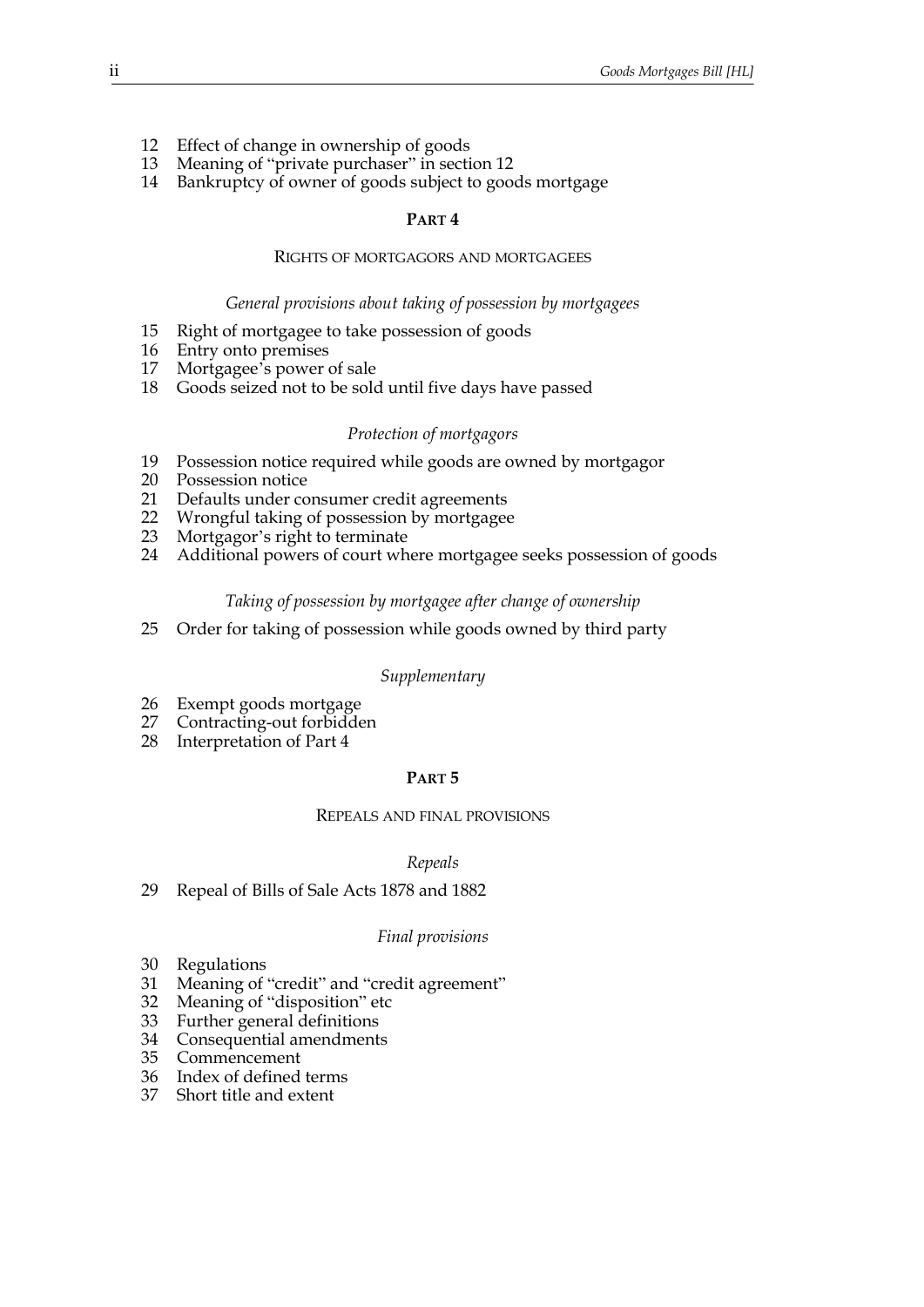12 Effect of change in ownership of goods
13 Meaning of "private purchaser" in section 12
14 Bankruptcy of owner of goods subject to goods mortgage

## PART 4

### RIGHTS OF MORTGAGORS AND MORTGAGEES

*General provisions about taking of possession by mortgagees*

15 Right of mortgagee to take possession of goods
16 Entry onto premises
17 Mortgagee's power of sale
18 Goods seized not to be sold until five days have passed

*Protection of mortgagors*

19 Possession notice required while goods are owned by mortgagor
20 Possession notice
21 Defaults under consumer credit agreements
22 Wrongful taking of possession by mortgagee
23 Mortgagor's right to terminate
24 Additional powers of court where mortgagee seeks possession of goods

*Taking of possession by mortgagee after change of ownership*

25 Order for taking of possession while goods owned by third party

*Supplementary*

26 Exempt goods mortgage
27 Contracting-out forbidden
28 Interpretation of Part 4

## PART 5

### REPEALS AND FINAL PROVISIONS

*Repeals*

29 Repeal of Bills of Sale Acts 1878 and 1882

*Final provisions*

30 Regulations
31 Meaning of "credit" and "credit agreement"
32 Meaning of "disposition" etc
33 Further general definitions
34 Consequential amendments
35 Commencement
36 Index of defined terms
37 Short title and extent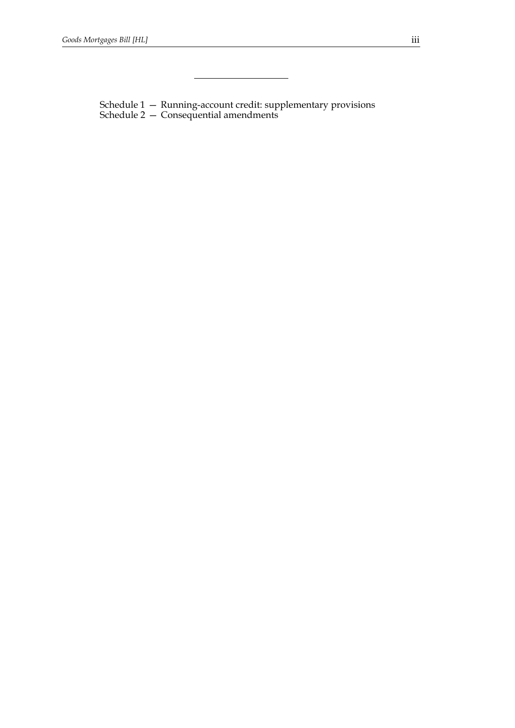---

Schedule 1 — Running-account credit: supplementary provisions
Schedule 2 — Consequential amendments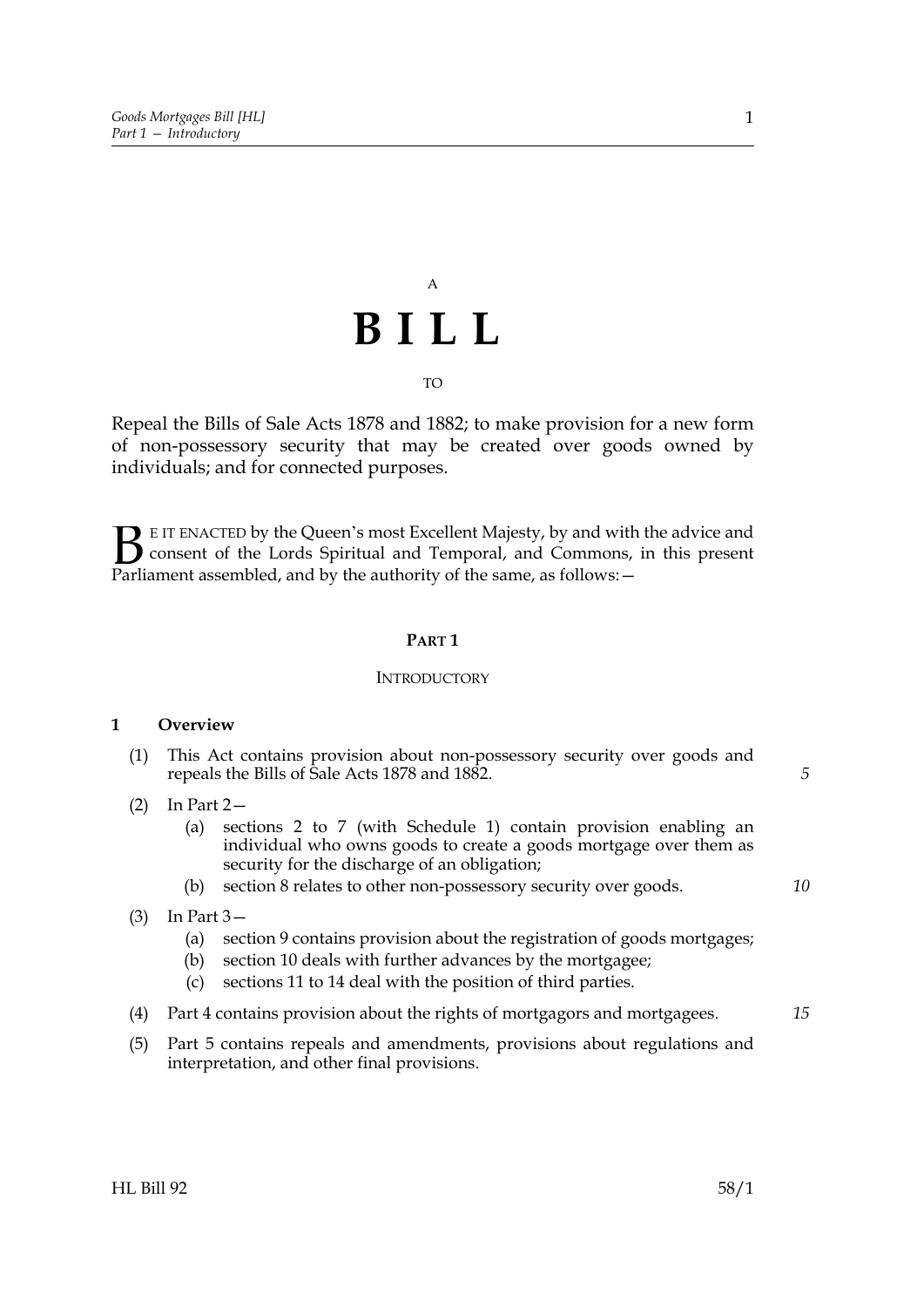A

# BILL

TO

Repeal the Bills of Sale Acts 1878 and 1882; to make provision for a new form of non-possessory security that may be created over goods owned by individuals; and for connected purposes.

BE IT ENACTED by the Queen's most Excellent Majesty, by and with the advice and consent of the Lords Spiritual and Temporal, and Commons, in this present Parliament assembled, and by the authority of the same, as follows:—

## PART 1

### INTRODUCTORY

**1 Overview**

(1) This Act contains provision about non-possessory security over goods and repeals the Bills of Sale Acts 1878 and 1882.

(2) In Part 2—

(a) sections 2 to 7 (with Schedule 1) contain provision enabling an individual who owns goods to create a goods mortgage over them as security for the discharge of an obligation;

(b) section 8 relates to other non-possessory security over goods.

(3) In Part 3—

(a) section 9 contains provision about the registration of goods mortgages;

(b) section 10 deals with further advances by the mortgagee;

(c) sections 11 to 14 deal with the position of third parties.

(4) Part 4 contains provision about the rights of mortgagors and mortgagees.

(5) Part 5 contains repeals and amendments, provisions about regulations and interpretation, and other final provisions.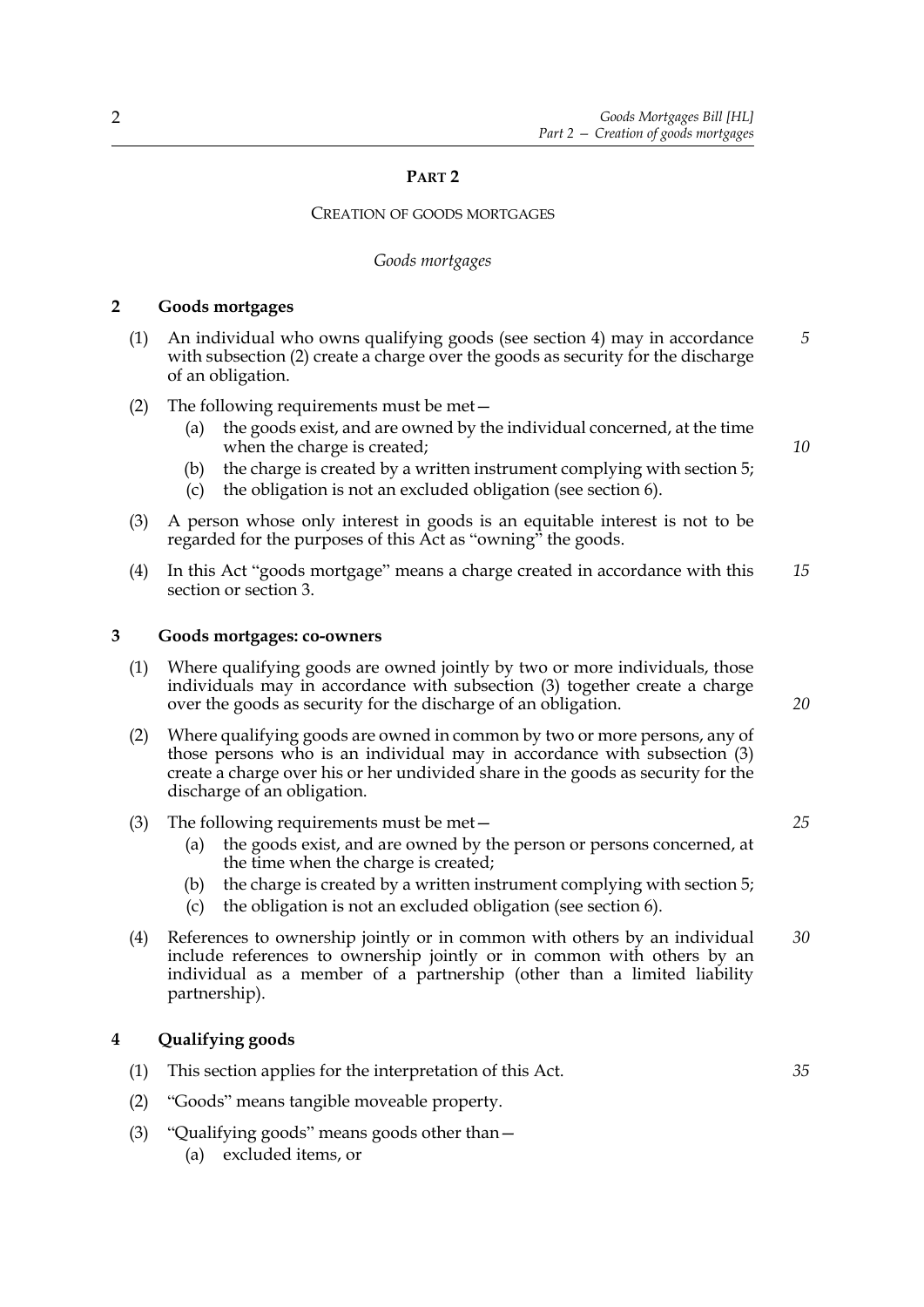## PART 2

### CREATION OF GOODS MORTGAGES

*Goods mortgages*

**2 Goods mortgages**

(1) An individual who owns qualifying goods (see section 4) may in accordance with subsection (2) create a charge over the goods as security for the discharge of an obligation.

(2) The following requirements must be met—

- (a) the goods exist, and are owned by the individual concerned, at the time when the charge is created;
- (b) the charge is created by a written instrument complying with section 5;
- (c) the obligation is not an excluded obligation (see section 6).

(3) A person whose only interest in goods is an equitable interest is not to be regarded for the purposes of this Act as "owning" the goods.

(4) In this Act "goods mortgage" means a charge created in accordance with this section or section 3.

**3 Goods mortgages: co-owners**

(1) Where qualifying goods are owned jointly by two or more individuals, those individuals may in accordance with subsection (3) together create a charge over the goods as security for the discharge of an obligation.

(2) Where qualifying goods are owned in common by two or more persons, any of those persons who is an individual may in accordance with subsection (3) create a charge over his or her undivided share in the goods as security for the discharge of an obligation.

(3) The following requirements must be met—

- (a) the goods exist, and are owned by the person or persons concerned, at the time when the charge is created;
- (b) the charge is created by a written instrument complying with section 5;
- (c) the obligation is not an excluded obligation (see section 6).

(4) References to ownership jointly or in common with others by an individual include references to ownership jointly or in common with others by an individual as a member of a partnership (other than a limited liability partnership).

**4 Qualifying goods**

(1) This section applies for the interpretation of this Act.

(2) "Goods" means tangible moveable property.

(3) "Qualifying goods" means goods other than—

- (a) excluded items, or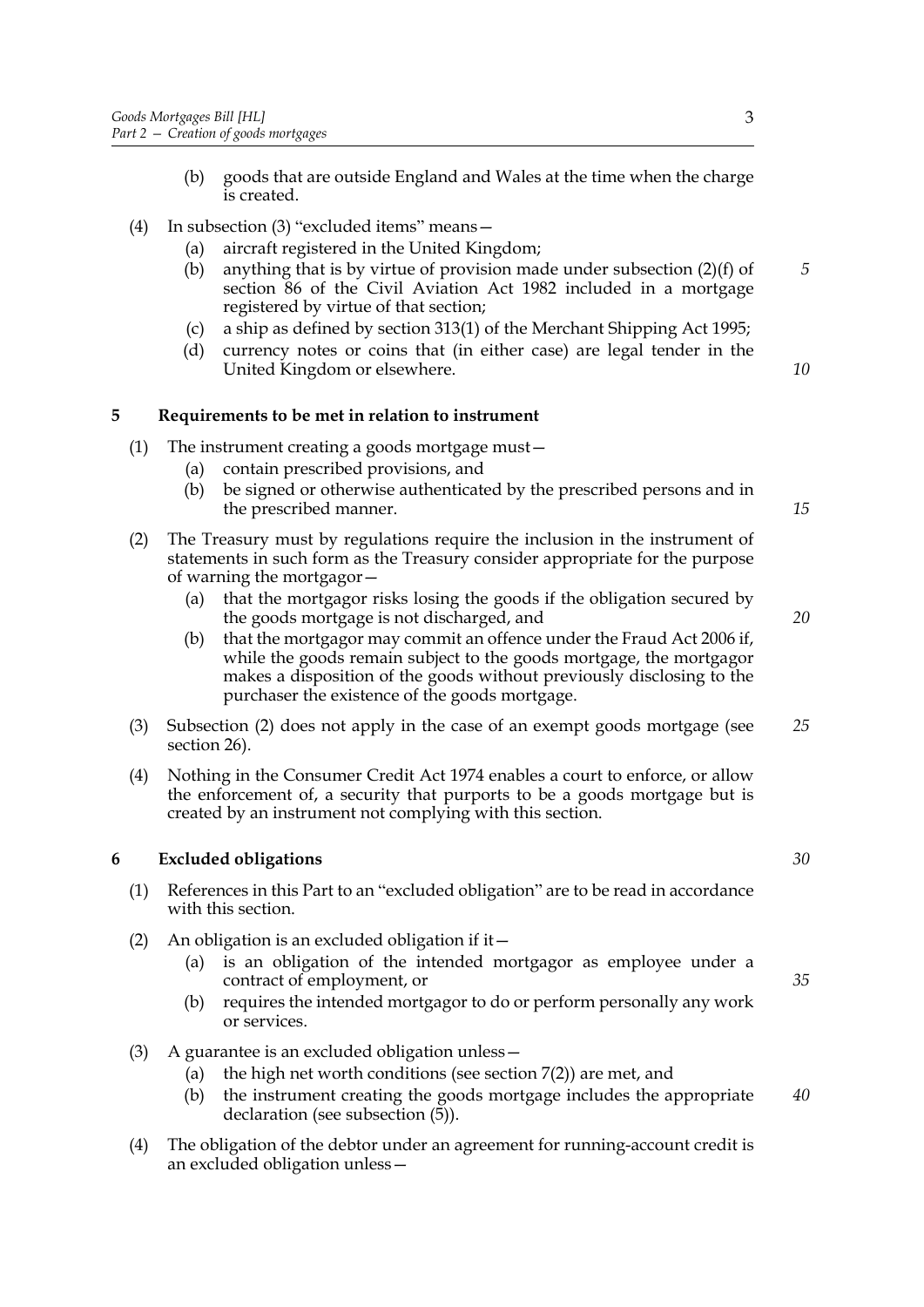(b) goods that are outside England and Wales at the time when the charge is created.

(4) In subsection (3) "excluded items" means—

(a) aircraft registered in the United Kingdom;

(b) anything that is by virtue of provision made under subsection (2)(f) of section 86 of the Civil Aviation Act 1982 included in a mortgage registered by virtue of that section;

(c) a ship as defined by section 313(1) of the Merchant Shipping Act 1995;

(d) currency notes or coins that (in either case) are legal tender in the United Kingdom or elsewhere.

## 5 Requirements to be met in relation to instrument

(1) The instrument creating a goods mortgage must—

(a) contain prescribed provisions, and

(b) be signed or otherwise authenticated by the prescribed persons and in the prescribed manner.

(2) The Treasury must by regulations require the inclusion in the instrument of statements in such form as the Treasury consider appropriate for the purpose of warning the mortgagor—

(a) that the mortgagor risks losing the goods if the obligation secured by the goods mortgage is not discharged, and

(b) that the mortgagor may commit an offence under the Fraud Act 2006 if, while the goods remain subject to the goods mortgage, the mortgagor makes a disposition of the goods without previously disclosing to the purchaser the existence of the goods mortgage.

(3) Subsection (2) does not apply in the case of an exempt goods mortgage (see section 26).

(4) Nothing in the Consumer Credit Act 1974 enables a court to enforce, or allow the enforcement of, a security that purports to be a goods mortgage but is created by an instrument not complying with this section.

## 6 Excluded obligations

(1) References in this Part to an "excluded obligation" are to be read in accordance with this section.

(2) An obligation is an excluded obligation if it—

(a) is an obligation of the intended mortgagor as employee under a contract of employment, or

(b) requires the intended mortgagor to do or perform personally any work or services.

(3) A guarantee is an excluded obligation unless—

(a) the high net worth conditions (see section 7(2)) are met, and

(b) the instrument creating the goods mortgage includes the appropriate declaration (see subsection (5)).

(4) The obligation of the debtor under an agreement for running-account credit is an excluded obligation unless—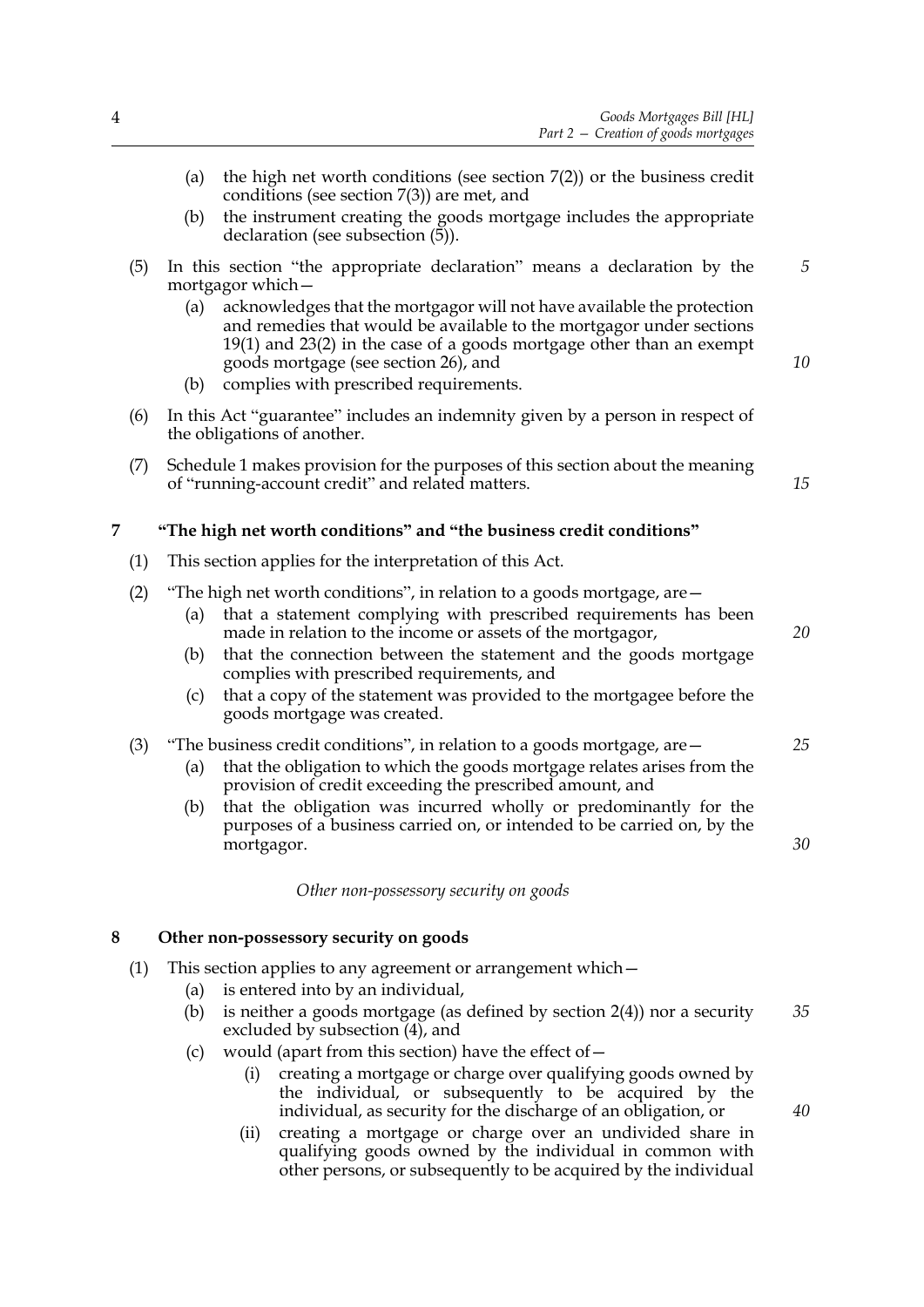(a) the high net worth conditions (see section 7(2)) or the business credit conditions (see section 7(3)) are met, and

(b) the instrument creating the goods mortgage includes the appropriate declaration (see subsection (5)).

(5) In this section "the appropriate declaration" means a declaration by the mortgagor which—

(a) acknowledges that the mortgagor will not have available the protection and remedies that would be available to the mortgagor under sections 19(1) and 23(2) in the case of a goods mortgage other than an exempt goods mortgage (see section 26), and

(b) complies with prescribed requirements.

(6) In this Act "guarantee" includes an indemnity given by a person in respect of the obligations of another.

(7) Schedule 1 makes provision for the purposes of this section about the meaning of "running-account credit" and related matters.

## 7 "The high net worth conditions" and "the business credit conditions"

(1) This section applies for the interpretation of this Act.

(2) "The high net worth conditions", in relation to a goods mortgage, are—

(a) that a statement complying with prescribed requirements has been made in relation to the income or assets of the mortgagor,

(b) that the connection between the statement and the goods mortgage complies with prescribed requirements, and

(c) that a copy of the statement was provided to the mortgagee before the goods mortgage was created.

(3) "The business credit conditions", in relation to a goods mortgage, are—

(a) that the obligation to which the goods mortgage relates arises from the provision of credit exceeding the prescribed amount, and

(b) that the obligation was incurred wholly or predominantly for the purposes of a business carried on, or intended to be carried on, by the mortgagor.

*Other non-possessory security on goods*

## 8 Other non-possessory security on goods

(1) This section applies to any agreement or arrangement which—

(a) is entered into by an individual,

(b) is neither a goods mortgage (as defined by section 2(4)) nor a security excluded by subsection (4), and

(c) would (apart from this section) have the effect of—

(i) creating a mortgage or charge over qualifying goods owned by the individual, or subsequently to be acquired by the individual, as security for the discharge of an obligation, or

(ii) creating a mortgage or charge over an undivided share in qualifying goods owned by the individual in common with other persons, or subsequently to be acquired by the individual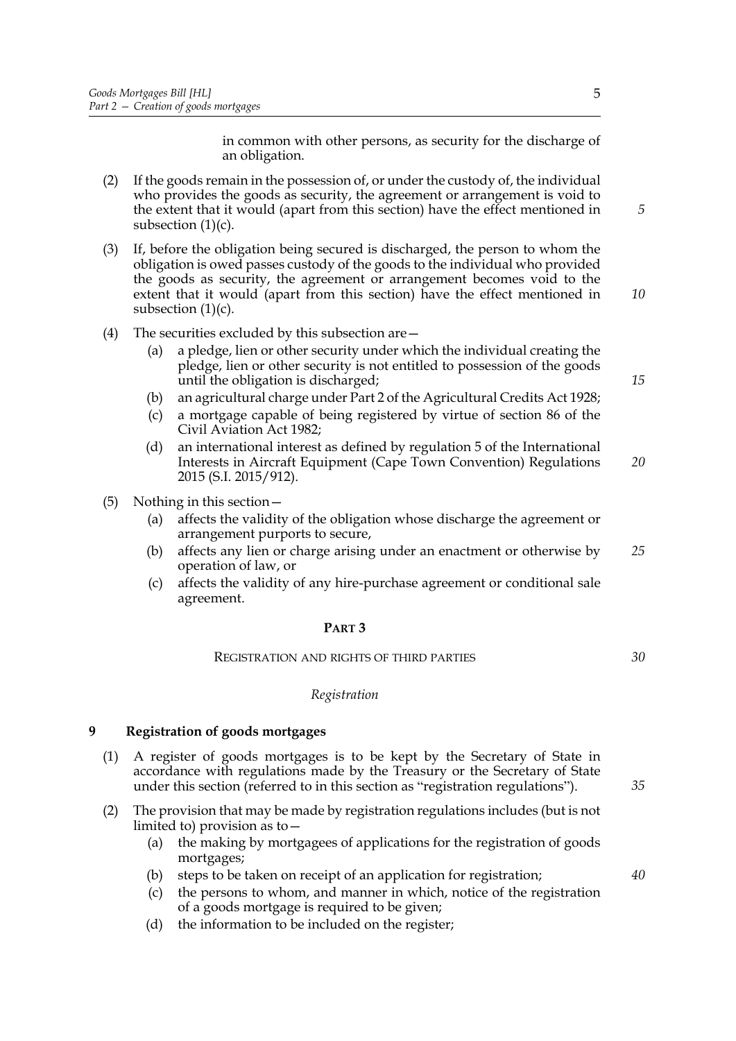in common with other persons, as security for the discharge of an obligation.

(2) If the goods remain in the possession of, or under the custody of, the individual who provides the goods as security, the agreement or arrangement is void to the extent that it would (apart from this section) have the effect mentioned in subsection (1)(c).

(3) If, before the obligation being secured is discharged, the person to whom the obligation is owed passes custody of the goods to the individual who provided the goods as security, the agreement or arrangement becomes void to the extent that it would (apart from this section) have the effect mentioned in subsection (1)(c).

(4) The securities excluded by this subsection are—

  (a) a pledge, lien or other security under which the individual creating the pledge, lien or other security is not entitled to possession of the goods until the obligation is discharged;

  (b) an agricultural charge under Part 2 of the Agricultural Credits Act 1928;

  (c) a mortgage capable of being registered by virtue of section 86 of the Civil Aviation Act 1982;

  (d) an international interest as defined by regulation 5 of the International Interests in Aircraft Equipment (Cape Town Convention) Regulations 2015 (S.I. 2015/912).

(5) Nothing in this section—

  (a) affects the validity of the obligation whose discharge the agreement or arrangement purports to secure,

  (b) affects any lien or charge arising under an enactment or otherwise by operation of law, or

  (c) affects the validity of any hire-purchase agreement or conditional sale agreement.

## PART 3

## REGISTRATION AND RIGHTS OF THIRD PARTIES

### *Registration*

### 9 Registration of goods mortgages

(1) A register of goods mortgages is to be kept by the Secretary of State in accordance with regulations made by the Treasury or the Secretary of State under this section (referred to in this section as "registration regulations").

(2) The provision that may be made by registration regulations includes (but is not limited to) provision as to—

  (a) the making by mortgagees of applications for the registration of goods mortgages;

  (b) steps to be taken on receipt of an application for registration;

  (c) the persons to whom, and manner in which, notice of the registration of a goods mortgage is required to be given;

  (d) the information to be included on the register;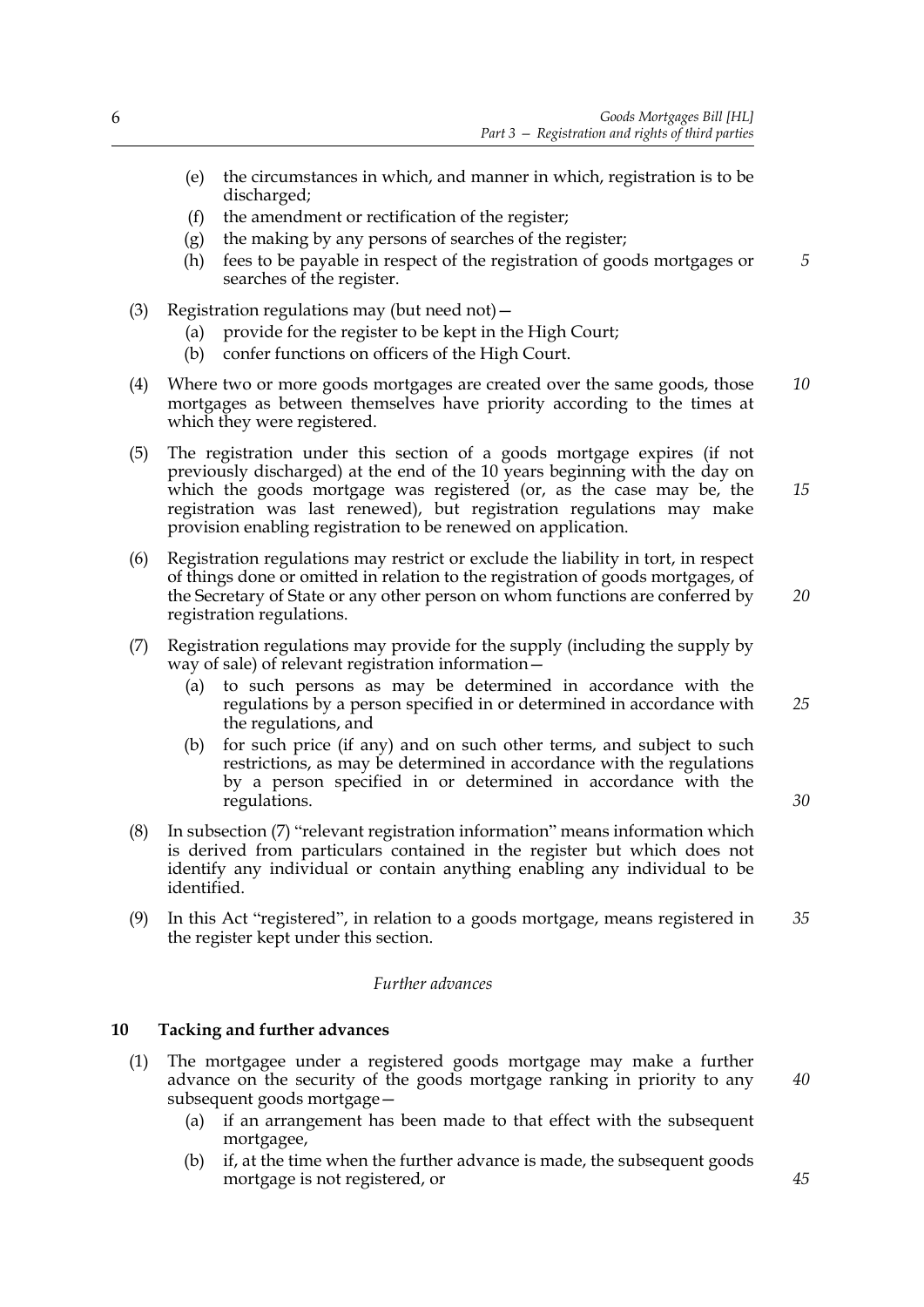(e) the circumstances in which, and manner in which, registration is to be discharged;

(f) the amendment or rectification of the register;

(g) the making by any persons of searches of the register;

(h) fees to be payable in respect of the registration of goods mortgages or searches of the register.

(3) Registration regulations may (but need not)—

(a) provide for the register to be kept in the High Court;

(b) confer functions on officers of the High Court.

(4) Where two or more goods mortgages are created over the same goods, those mortgages as between themselves have priority according to the times at which they were registered.

(5) The registration under this section of a goods mortgage expires (if not previously discharged) at the end of the 10 years beginning with the day on which the goods mortgage was registered (or, as the case may be, the registration was last renewed), but registration regulations may make provision enabling registration to be renewed on application.

(6) Registration regulations may restrict or exclude the liability in tort, in respect of things done or omitted in relation to the registration of goods mortgages, of the Secretary of State or any other person on whom functions are conferred by registration regulations.

(7) Registration regulations may provide for the supply (including the supply by way of sale) of relevant registration information—

(a) to such persons as may be determined in accordance with the regulations by a person specified in or determined in accordance with the regulations, and

(b) for such price (if any) and on such other terms, and subject to such restrictions, as may be determined in accordance with the regulations by a person specified in or determined in accordance with the regulations.

(8) In subsection (7) "relevant registration information" means information which is derived from particulars contained in the register but which does not identify any individual or contain anything enabling any individual to be identified.

(9) In this Act "registered", in relation to a goods mortgage, means registered in the register kept under this section.

*Further advances*

### 10 Tacking and further advances

(1) The mortgagee under a registered goods mortgage may make a further advance on the security of the goods mortgage ranking in priority to any subsequent goods mortgage—

(a) if an arrangement has been made to that effect with the subsequent mortgagee,

(b) if, at the time when the further advance is made, the subsequent goods mortgage is not registered, or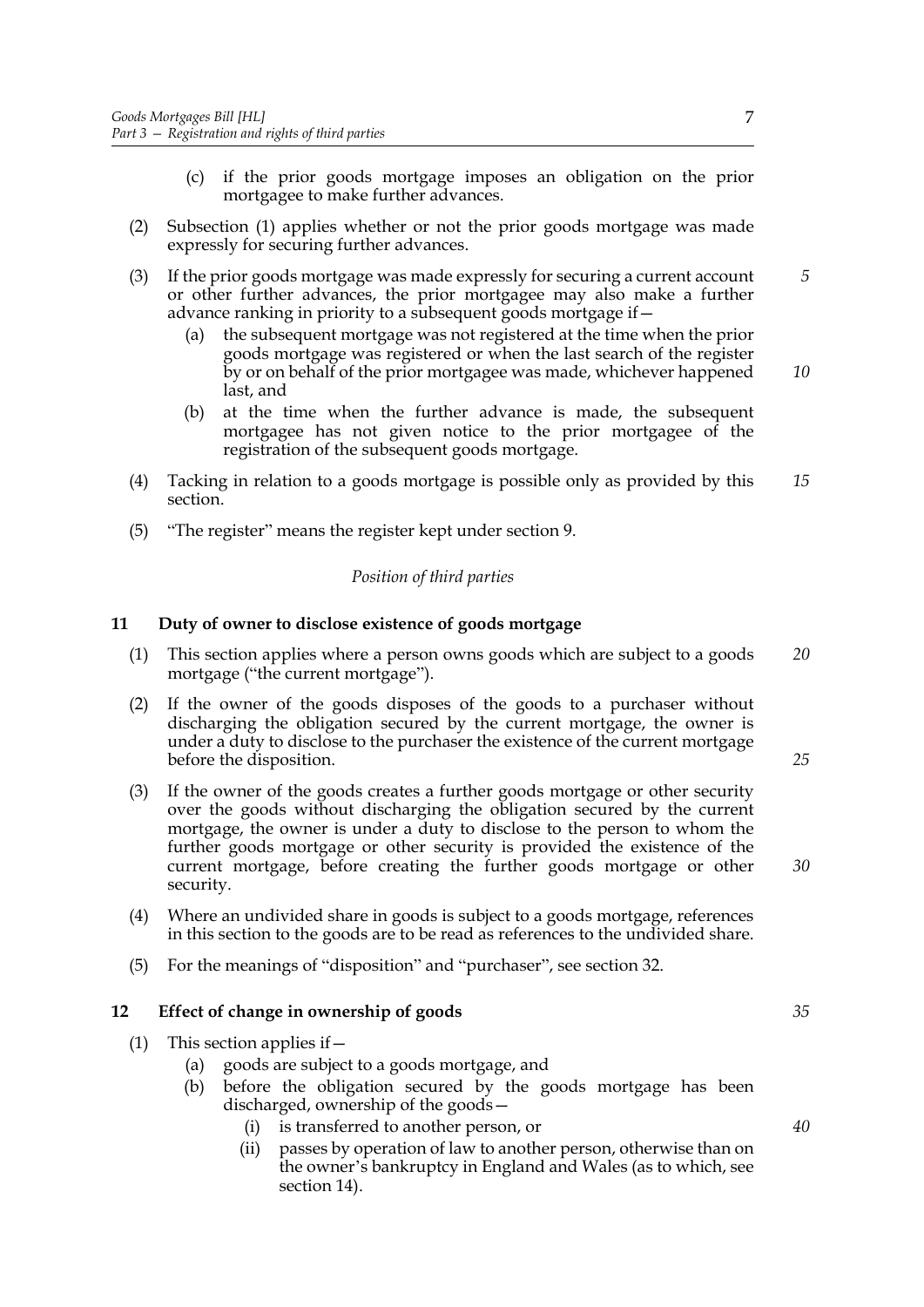(c) if the prior goods mortgage imposes an obligation on the prior mortgagee to make further advances.

(2) Subsection (1) applies whether or not the prior goods mortgage was made expressly for securing further advances.

(3) If the prior goods mortgage was made expressly for securing a current account or other further advances, the prior mortgagee may also make a further advance ranking in priority to a subsequent goods mortgage if—

(a) the subsequent mortgage was not registered at the time when the prior goods mortgage was registered or when the last search of the register by or on behalf of the prior mortgagee was made, whichever happened last, and

(b) at the time when the further advance is made, the subsequent mortgagee has not given notice to the prior mortgagee of the registration of the subsequent goods mortgage.

(4) Tacking in relation to a goods mortgage is possible only as provided by this section.

(5) "The register" means the register kept under section 9.

*Position of third parties*

## 11 Duty of owner to disclose existence of goods mortgage

(1) This section applies where a person owns goods which are subject to a goods mortgage ("the current mortgage").

(2) If the owner of the goods disposes of the goods to a purchaser without discharging the obligation secured by the current mortgage, the owner is under a duty to disclose to the purchaser the existence of the current mortgage before the disposition.

(3) If the owner of the goods creates a further goods mortgage or other security over the goods without discharging the obligation secured by the current mortgage, the owner is under a duty to disclose to the person to whom the further goods mortgage or other security is provided the existence of the current mortgage, before creating the further goods mortgage or other security.

(4) Where an undivided share in goods is subject to a goods mortgage, references in this section to the goods are to be read as references to the undivided share.

(5) For the meanings of "disposition" and "purchaser", see section 32.

## 12 Effect of change in ownership of goods

(1) This section applies if—

(a) goods are subject to a goods mortgage, and

(b) before the obligation secured by the goods mortgage has been discharged, ownership of the goods—

(i) is transferred to another person, or

(ii) passes by operation of law to another person, otherwise than on the owner's bankruptcy in England and Wales (as to which, see section 14).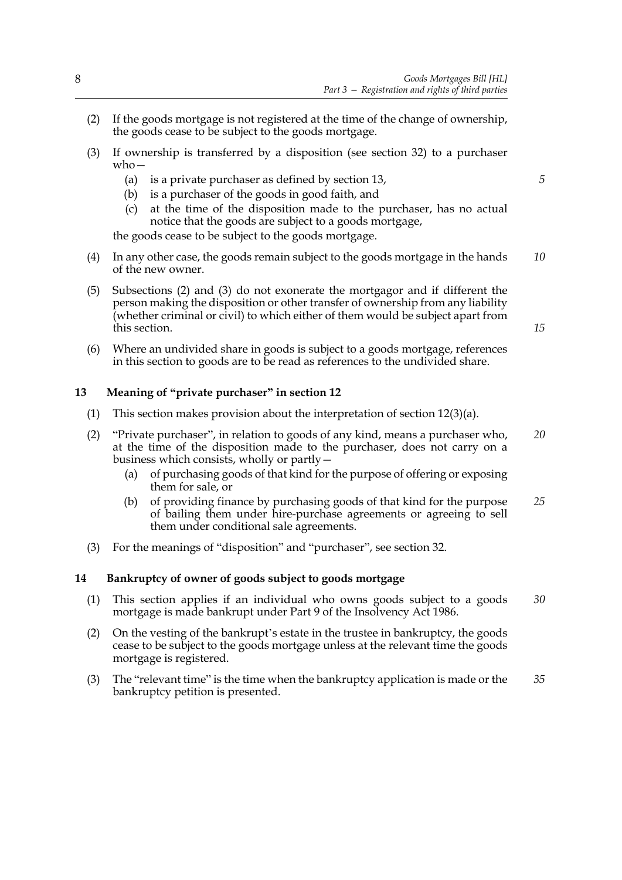(2) If the goods mortgage is not registered at the time of the change of ownership, the goods cease to be subject to the goods mortgage.

(3) If ownership is transferred by a disposition (see section 32) to a purchaser who—

   (a) is a private purchaser as defined by section 13,

   (b) is a purchaser of the goods in good faith, and

   (c) at the time of the disposition made to the purchaser, has no actual notice that the goods are subject to a goods mortgage,

   the goods cease to be subject to the goods mortgage.

(4) In any other case, the goods remain subject to the goods mortgage in the hands of the new owner.

(5) Subsections (2) and (3) do not exonerate the mortgagor and if different the person making the disposition or other transfer of ownership from any liability (whether criminal or civil) to which either of them would be subject apart from this section.

(6) Where an undivided share in goods is subject to a goods mortgage, references in this section to goods are to be read as references to the undivided share.

## 13 Meaning of "private purchaser" in section 12

(1) This section makes provision about the interpretation of section 12(3)(a).

(2) "Private purchaser", in relation to goods of any kind, means a purchaser who, at the time of the disposition made to the purchaser, does not carry on a business which consists, wholly or partly—

   (a) of purchasing goods of that kind for the purpose of offering or exposing them for sale, or

   (b) of providing finance by purchasing goods of that kind for the purpose of bailing them under hire-purchase agreements or agreeing to sell them under conditional sale agreements.

(3) For the meanings of "disposition" and "purchaser", see section 32.

## 14 Bankruptcy of owner of goods subject to goods mortgage

(1) This section applies if an individual who owns goods subject to a goods mortgage is made bankrupt under Part 9 of the Insolvency Act 1986.

(2) On the vesting of the bankrupt's estate in the trustee in bankruptcy, the goods cease to be subject to the goods mortgage unless at the relevant time the goods mortgage is registered.

(3) The "relevant time" is the time when the bankruptcy application is made or the bankruptcy petition is presented.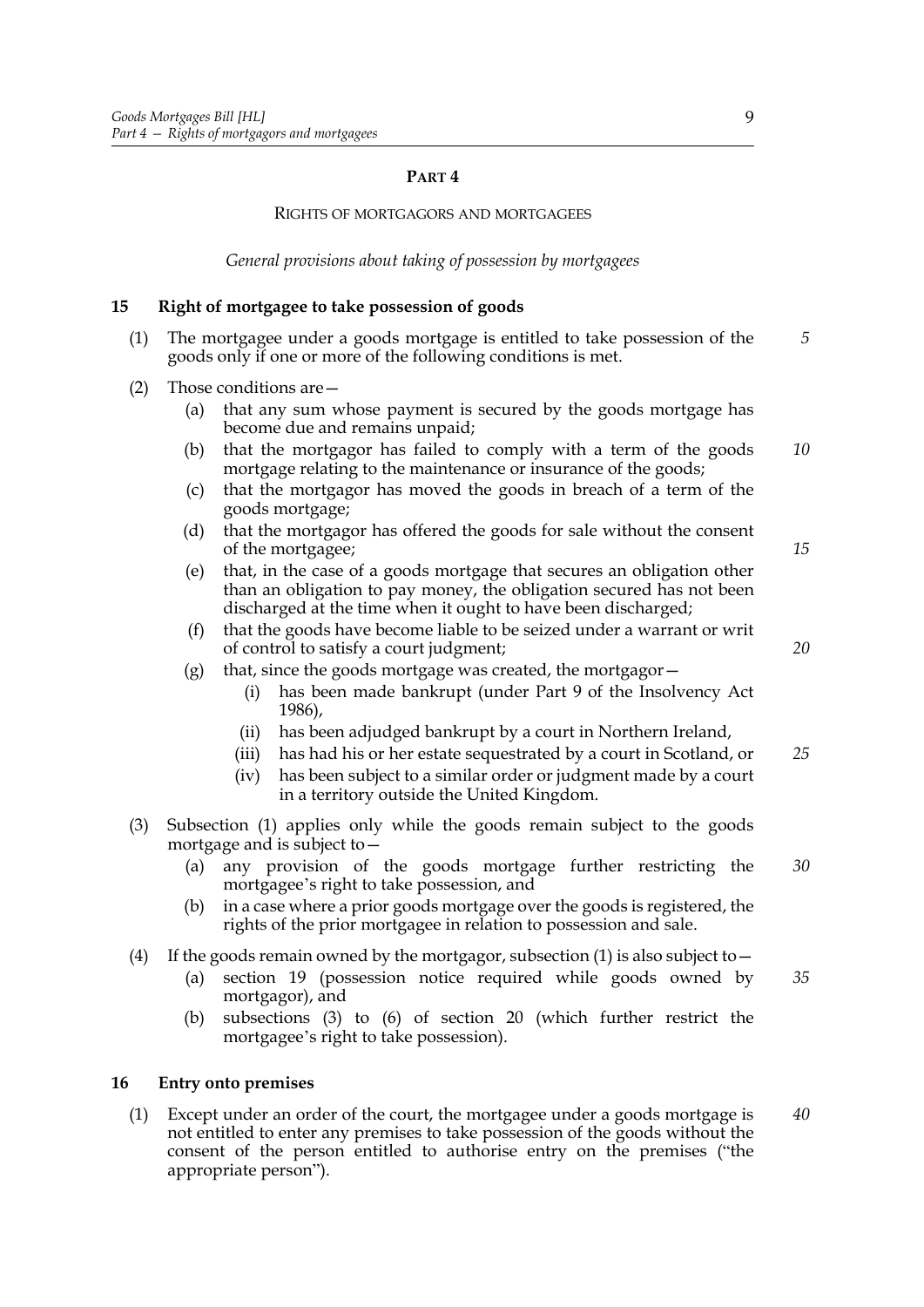# PART 4

## RIGHTS OF MORTGAGORS AND MORTGAGEES

*General provisions about taking of possession by mortgagees*

### 15 Right of mortgagee to take possession of goods

(1) The mortgagee under a goods mortgage is entitled to take possession of the goods only if one or more of the following conditions is met.

(2) Those conditions are—

- (a) that any sum whose payment is secured by the goods mortgage has become due and remains unpaid;
- (b) that the mortgagor has failed to comply with a term of the goods mortgage relating to the maintenance or insurance of the goods;
- (c) that the mortgagor has moved the goods in breach of a term of the goods mortgage;
- (d) that the mortgagor has offered the goods for sale without the consent of the mortgagee;
- (e) that, in the case of a goods mortgage that secures an obligation other than an obligation to pay money, the obligation secured has not been discharged at the time when it ought to have been discharged;
- (f) that the goods have become liable to be seized under a warrant or writ of control to satisfy a court judgment;
- (g) that, since the goods mortgage was created, the mortgagor—
  - (i) has been made bankrupt (under Part 9 of the Insolvency Act 1986),
  - (ii) has been adjudged bankrupt by a court in Northern Ireland,
  - (iii) has had his or her estate sequestrated by a court in Scotland, or
  - (iv) has been subject to a similar order or judgment made by a court in a territory outside the United Kingdom.

(3) Subsection (1) applies only while the goods remain subject to the goods mortgage and is subject to—

- (a) any provision of the goods mortgage further restricting the mortgagee's right to take possession, and
- (b) in a case where a prior goods mortgage over the goods is registered, the rights of the prior mortgagee in relation to possession and sale.

(4) If the goods remain owned by the mortgagor, subsection (1) is also subject to—

- (a) section 19 (possession notice required while goods owned by mortgagor), and
- (b) subsections (3) to (6) of section 20 (which further restrict the mortgagee's right to take possession).

### 16 Entry onto premises

(1) Except under an order of the court, the mortgagee under a goods mortgage is not entitled to enter any premises to take possession of the goods without the consent of the person entitled to authorise entry on the premises ("the appropriate person").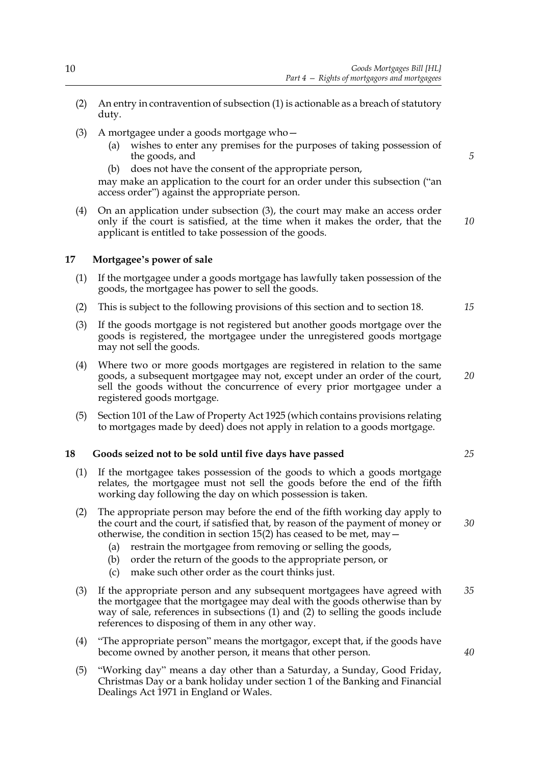(2) An entry in contravention of subsection (1) is actionable as a breach of statutory duty.

(3) A mortgagee under a goods mortgage who—

   (a) wishes to enter any premises for the purposes of taking possession of the goods, and

   (b) does not have the consent of the appropriate person,

   may make an application to the court for an order under this subsection ("an access order") against the appropriate person.

(4) On an application under subsection (3), the court may make an access order only if the court is satisfied, at the time when it makes the order, that the applicant is entitled to take possession of the goods.

## 17 Mortgagee's power of sale

(1) If the mortgagee under a goods mortgage has lawfully taken possession of the goods, the mortgagee has power to sell the goods.

(2) This is subject to the following provisions of this section and to section 18.

(3) If the goods mortgage is not registered but another goods mortgage over the goods is registered, the mortgagee under the unregistered goods mortgage may not sell the goods.

(4) Where two or more goods mortgages are registered in relation to the same goods, a subsequent mortgagee may not, except under an order of the court, sell the goods without the concurrence of every prior mortgagee under a registered goods mortgage.

(5) Section 101 of the Law of Property Act 1925 (which contains provisions relating to mortgages made by deed) does not apply in relation to a goods mortgage.

## 18 Goods seized not to be sold until five days have passed

(1) If the mortgagee takes possession of the goods to which a goods mortgage relates, the mortgagee must not sell the goods before the end of the fifth working day following the day on which possession is taken.

(2) The appropriate person may before the end of the fifth working day apply to the court and the court, if satisfied that, by reason of the payment of money or otherwise, the condition in section 15(2) has ceased to be met, may—

   (a) restrain the mortgagee from removing or selling the goods,

   (b) order the return of the goods to the appropriate person, or

   (c) make such other order as the court thinks just.

(3) If the appropriate person and any subsequent mortgagees have agreed with the mortgagee that the mortgagee may deal with the goods otherwise than by way of sale, references in subsections (1) and (2) to selling the goods include references to disposing of them in any other way.

(4) "The appropriate person" means the mortgagor, except that, if the goods have become owned by another person, it means that other person.

(5) "Working day" means a day other than a Saturday, a Sunday, Good Friday, Christmas Day or a bank holiday under section 1 of the Banking and Financial Dealings Act 1971 in England or Wales.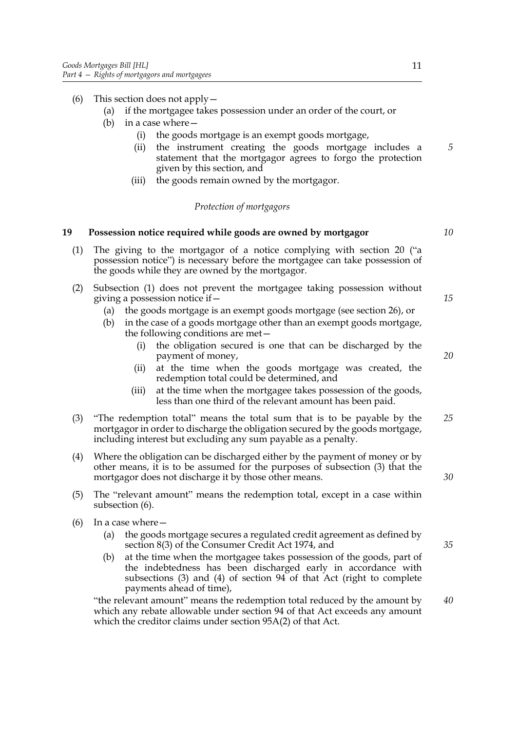(6) This section does not apply—

  (a) if the mortgagee takes possession under an order of the court, or

  (b) in a case where—

    (i) the goods mortgage is an exempt goods mortgage,

    (ii) the instrument creating the goods mortgage includes a statement that the mortgagor agrees to forgo the protection given by this section, and

    (iii) the goods remain owned by the mortgagor.

*Protection of mortgagors*

### 19 Possession notice required while goods are owned by mortgagor

(1) The giving to the mortgagor of a notice complying with section 20 ("a possession notice") is necessary before the mortgagee can take possession of the goods while they are owned by the mortgagor.

(2) Subsection (1) does not prevent the mortgagee taking possession without giving a possession notice if—

  (a) the goods mortgage is an exempt goods mortgage (see section 26), or

  (b) in the case of a goods mortgage other than an exempt goods mortgage, the following conditions are met—

    (i) the obligation secured is one that can be discharged by the payment of money,

    (ii) at the time when the goods mortgage was created, the redemption total could be determined, and

    (iii) at the time when the mortgagee takes possession of the goods, less than one third of the relevant amount has been paid.

(3) "The redemption total" means the total sum that is to be payable by the mortgagor in order to discharge the obligation secured by the goods mortgage, including interest but excluding any sum payable as a penalty.

(4) Where the obligation can be discharged either by the payment of money or by other means, it is to be assumed for the purposes of subsection (3) that the mortgagor does not discharge it by those other means.

(5) The "relevant amount" means the redemption total, except in a case within subsection (6).

(6) In a case where—

  (a) the goods mortgage secures a regulated credit agreement as defined by section 8(3) of the Consumer Credit Act 1974, and

  (b) at the time when the mortgagee takes possession of the goods, part of the indebtedness has been discharged early in accordance with subsections (3) and (4) of section 94 of that Act (right to complete payments ahead of time),

"the relevant amount" means the redemption total reduced by the amount by which any rebate allowable under section 94 of that Act exceeds any amount which the creditor claims under section 95A(2) of that Act.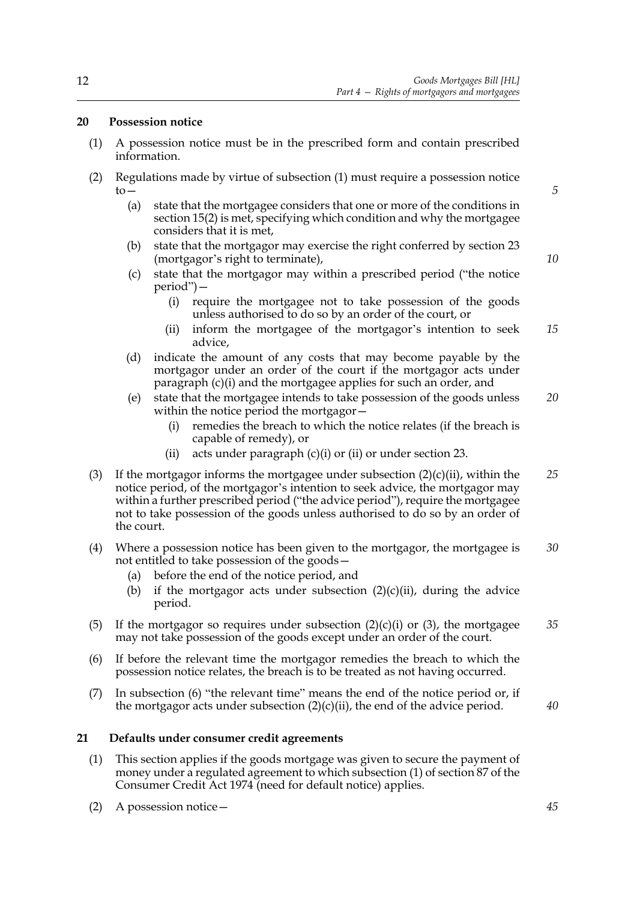## 20 Possession notice

(1) A possession notice must be in the prescribed form and contain prescribed information.

(2) Regulations made by virtue of subsection (1) must require a possession notice to—

(a) state that the mortgagee considers that one or more of the conditions in section 15(2) is met, specifying which condition and why the mortgagee considers that it is met,

(b) state that the mortgagor may exercise the right conferred by section 23 (mortgagor's right to terminate),

(c) state that the mortgagor may within a prescribed period ("the notice period")—

(i) require the mortgagee not to take possession of the goods unless authorised to do so by an order of the court, or

(ii) inform the mortgagee of the mortgagor's intention to seek advice,

(d) indicate the amount of any costs that may become payable by the mortgagor under an order of the court if the mortgagor acts under paragraph (c)(i) and the mortgagee applies for such an order, and

(e) state that the mortgagee intends to take possession of the goods unless within the notice period the mortgagor—

(i) remedies the breach to which the notice relates (if the breach is capable of remedy), or

(ii) acts under paragraph (c)(i) or (ii) or under section 23.

(3) If the mortgagor informs the mortgagee under subsection (2)(c)(ii), within the notice period, of the mortgagor's intention to seek advice, the mortgagor may within a further prescribed period ("the advice period"), require the mortgagee not to take possession of the goods unless authorised to do so by an order of the court.

(4) Where a possession notice has been given to the mortgagor, the mortgagee is not entitled to take possession of the goods—

(a) before the end of the notice period, and

(b) if the mortgagor acts under subsection (2)(c)(ii), during the advice period.

(5) If the mortgagor so requires under subsection (2)(c)(i) or (3), the mortgagee may not take possession of the goods except under an order of the court.

(6) If before the relevant time the mortgagor remedies the breach to which the possession notice relates, the breach is to be treated as not having occurred.

(7) In subsection (6) "the relevant time" means the end of the notice period or, if the mortgagor acts under subsection (2)(c)(ii), the end of the advice period.

## 21 Defaults under consumer credit agreements

(1) This section applies if the goods mortgage was given to secure the payment of money under a regulated agreement to which subsection (1) of section 87 of the Consumer Credit Act 1974 (need for default notice) applies.

(2) A possession notice—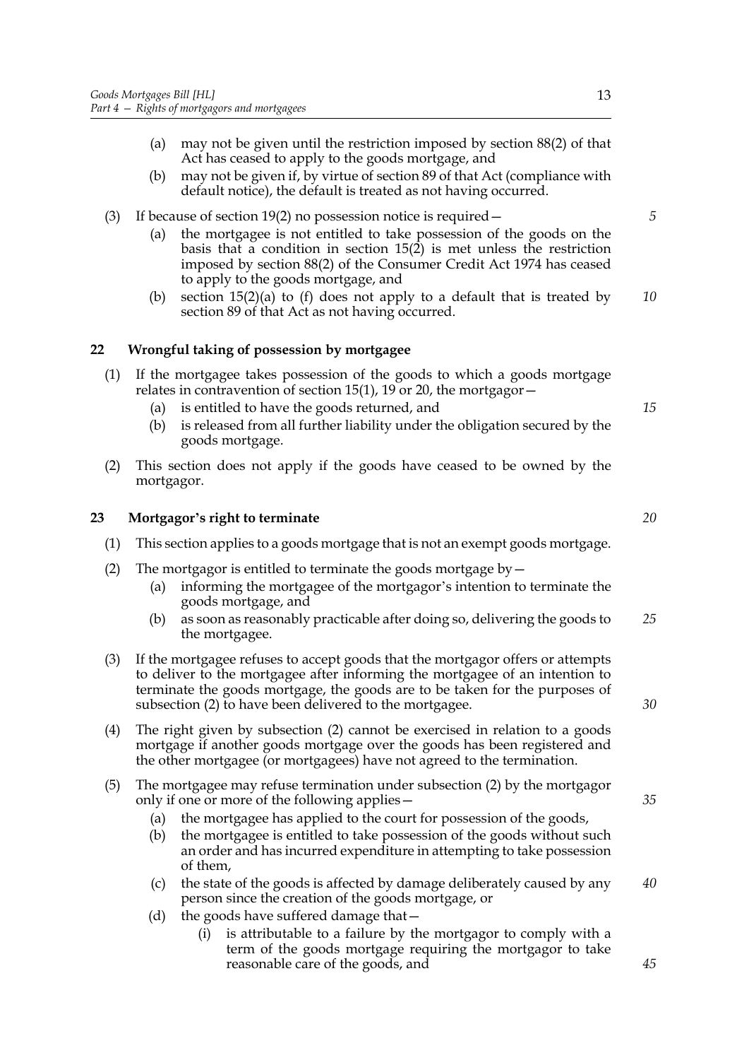(a) may not be given until the restriction imposed by section 88(2) of that Act has ceased to apply to the goods mortgage, and

(b) may not be given if, by virtue of section 89 of that Act (compliance with default notice), the default is treated as not having occurred.

(3) If because of section 19(2) no possession notice is required—

(a) the mortgagee is not entitled to take possession of the goods on the basis that a condition in section 15(2) is met unless the restriction imposed by section 88(2) of the Consumer Credit Act 1974 has ceased to apply to the goods mortgage, and

(b) section 15(2)(a) to (f) does not apply to a default that is treated by section 89 of that Act as not having occurred.

## 22 Wrongful taking of possession by mortgagee

(1) If the mortgagee takes possession of the goods to which a goods mortgage relates in contravention of section 15(1), 19 or 20, the mortgagor—

(a) is entitled to have the goods returned, and

(b) is released from all further liability under the obligation secured by the goods mortgage.

(2) This section does not apply if the goods have ceased to be owned by the mortgagor.

## 23 Mortgagor's right to terminate

(1) This section applies to a goods mortgage that is not an exempt goods mortgage.

(2) The mortgagor is entitled to terminate the goods mortgage by—

(a) informing the mortgagee of the mortgagor's intention to terminate the goods mortgage, and

(b) as soon as reasonably practicable after doing so, delivering the goods to the mortgagee.

(3) If the mortgagee refuses to accept goods that the mortgagor offers or attempts to deliver to the mortgagee after informing the mortgagee of an intention to terminate the goods mortgage, the goods are to be taken for the purposes of subsection (2) to have been delivered to the mortgagee.

(4) The right given by subsection (2) cannot be exercised in relation to a goods mortgage if another goods mortgage over the goods has been registered and the other mortgagee (or mortgagees) have not agreed to the termination.

(5) The mortgagee may refuse termination under subsection (2) by the mortgagor only if one or more of the following applies—

(a) the mortgagee has applied to the court for possession of the goods,

(b) the mortgagee is entitled to take possession of the goods without such an order and has incurred expenditure in attempting to take possession of them,

(c) the state of the goods is affected by damage deliberately caused by any person since the creation of the goods mortgage, or

(d) the goods have suffered damage that—

(i) is attributable to a failure by the mortgagor to comply with a term of the goods mortgage requiring the mortgagor to take reasonable care of the goods, and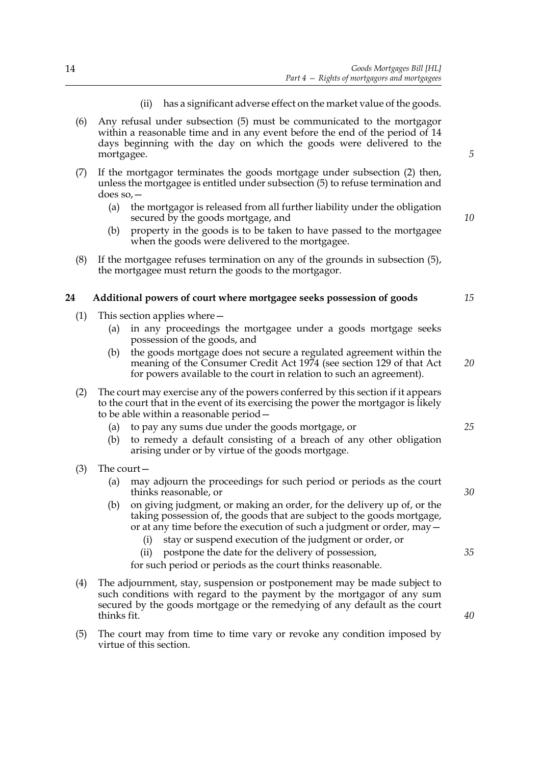(ii) has a significant adverse effect on the market value of the goods.

(6) Any refusal under subsection (5) must be communicated to the mortgagor within a reasonable time and in any event before the end of the period of 14 days beginning with the day on which the goods were delivered to the mortgagee.

(7) If the mortgagor terminates the goods mortgage under subsection (2) then, unless the mortgagee is entitled under subsection (5) to refuse termination and does so,—

(a) the mortgagor is released from all further liability under the obligation secured by the goods mortgage, and

(b) property in the goods is to be taken to have passed to the mortgagee when the goods were delivered to the mortgagee.

(8) If the mortgagee refuses termination on any of the grounds in subsection (5), the mortgagee must return the goods to the mortgagor.

## 24 Additional powers of court where mortgagee seeks possession of goods

(1) This section applies where—

(a) in any proceedings the mortgagee under a goods mortgage seeks possession of the goods, and

(b) the goods mortgage does not secure a regulated agreement within the meaning of the Consumer Credit Act 1974 (see section 129 of that Act for powers available to the court in relation to such an agreement).

(2) The court may exercise any of the powers conferred by this section if it appears to the court that in the event of its exercising the power the mortgagor is likely to be able within a reasonable period—

(a) to pay any sums due under the goods mortgage, or

(b) to remedy a default consisting of a breach of any other obligation arising under or by virtue of the goods mortgage.

(3) The court—

(a) may adjourn the proceedings for such period or periods as the court thinks reasonable, or

(b) on giving judgment, or making an order, for the delivery up of, or the taking possession of, the goods that are subject to the goods mortgage, or at any time before the execution of such a judgment or order, may—

(i) stay or suspend execution of the judgment or order, or

(ii) postpone the date for the delivery of possession,

for such period or periods as the court thinks reasonable.

(4) The adjournment, stay, suspension or postponement may be made subject to such conditions with regard to the payment by the mortgagor of any sum secured by the goods mortgage or the remedying of any default as the court thinks fit.

(5) The court may from time to time vary or revoke any condition imposed by virtue of this section.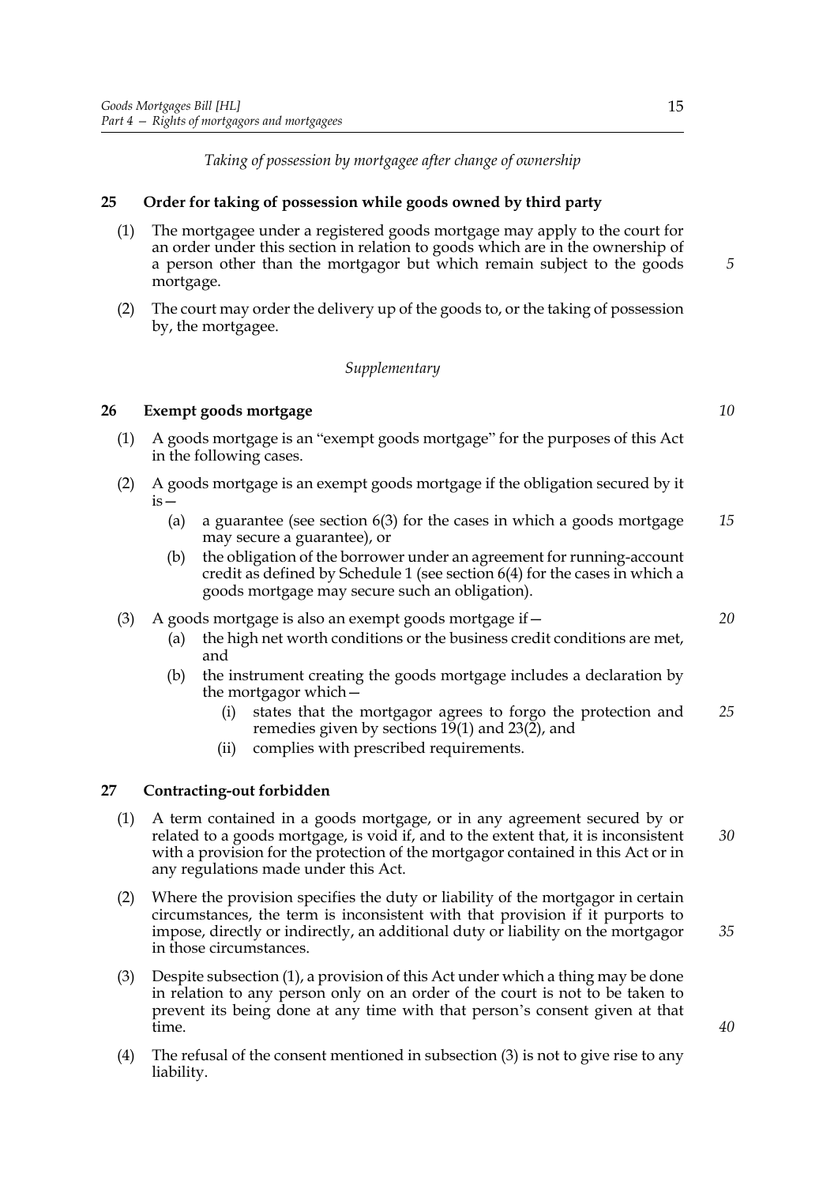*Taking of possession by mortgagee after change of ownership*

### 25 Order for taking of possession while goods owned by third party

(1) The mortgagee under a registered goods mortgage may apply to the court for an order under this section in relation to goods which are in the ownership of a person other than the mortgagor but which remain subject to the goods mortgage.

(2) The court may order the delivery up of the goods to, or the taking of possession by, the mortgagee.

*Supplementary*

### 26 Exempt goods mortgage

(1) A goods mortgage is an "exempt goods mortgage" for the purposes of this Act in the following cases.

(2) A goods mortgage is an exempt goods mortgage if the obligation secured by it is—

- (a) a guarantee (see section 6(3) for the cases in which a goods mortgage may secure a guarantee), or
- (b) the obligation of the borrower under an agreement for running-account credit as defined by Schedule 1 (see section 6(4) for the cases in which a goods mortgage may secure such an obligation).

(3) A goods mortgage is also an exempt goods mortgage if—

- (a) the high net worth conditions or the business credit conditions are met, and
- (b) the instrument creating the goods mortgage includes a declaration by the mortgagor which—
  - (i) states that the mortgagor agrees to forgo the protection and remedies given by sections 19(1) and 23(2), and
  - (ii) complies with prescribed requirements.

### 27 Contracting-out forbidden

(1) A term contained in a goods mortgage, or in any agreement secured by or related to a goods mortgage, is void if, and to the extent that, it is inconsistent with a provision for the protection of the mortgagor contained in this Act or in any regulations made under this Act.

(2) Where the provision specifies the duty or liability of the mortgagor in certain circumstances, the term is inconsistent with that provision if it purports to impose, directly or indirectly, an additional duty or liability on the mortgagor in those circumstances.

(3) Despite subsection (1), a provision of this Act under which a thing may be done in relation to any person only on an order of the court is not to be taken to prevent its being done at any time with that person's consent given at that time.

(4) The refusal of the consent mentioned in subsection (3) is not to give rise to any liability.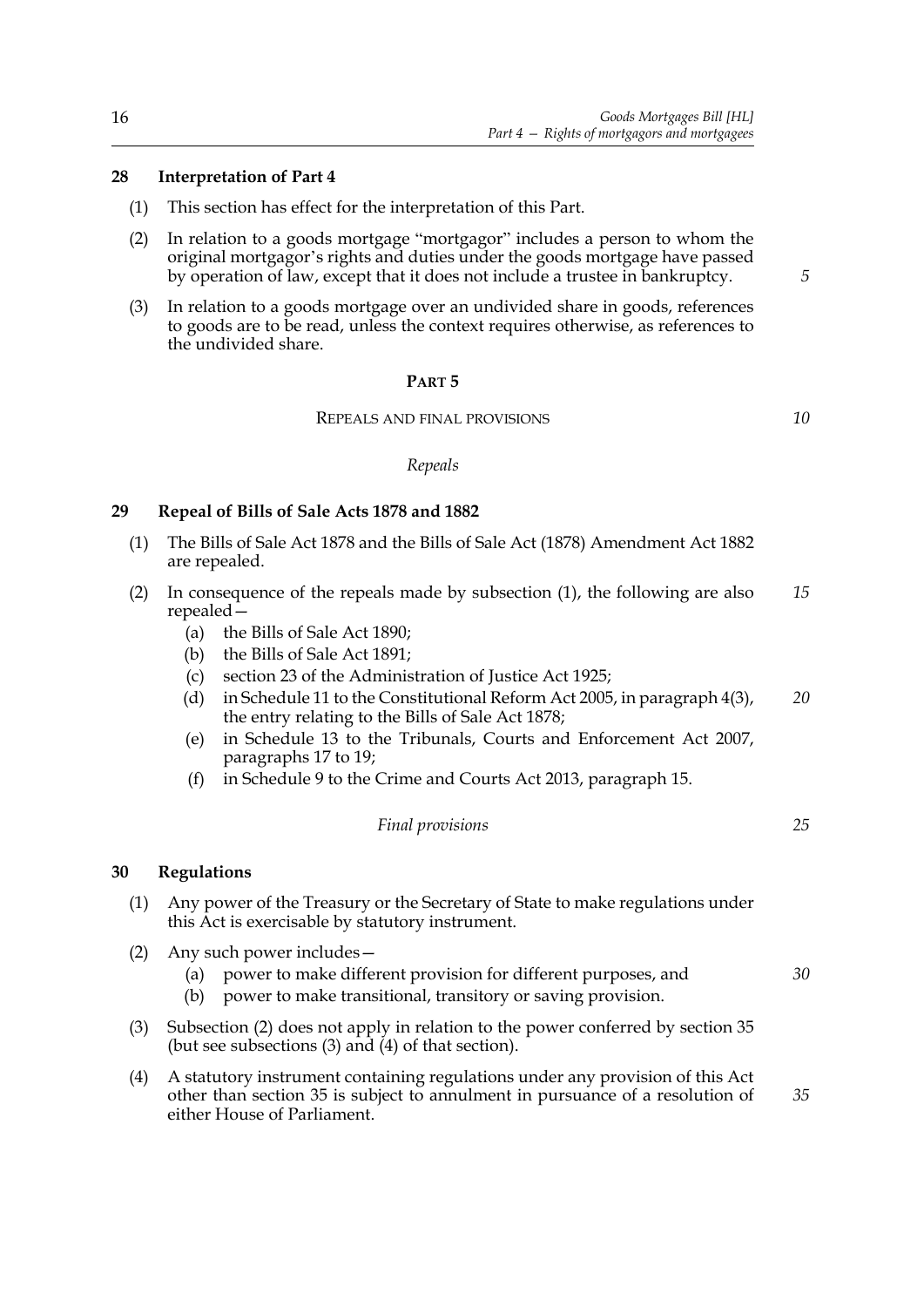### 28 Interpretation of Part 4

(1) This section has effect for the interpretation of this Part.

(2) In relation to a goods mortgage "mortgagor" includes a person to whom the original mortgagor's rights and duties under the goods mortgage have passed by operation of law, except that it does not include a trustee in bankruptcy.

(3) In relation to a goods mortgage over an undivided share in goods, references to goods are to be read, unless the context requires otherwise, as references to the undivided share.

## PART 5

## REPEALS AND FINAL PROVISIONS

*Repeals*

### 29 Repeal of Bills of Sale Acts 1878 and 1882

(1) The Bills of Sale Act 1878 and the Bills of Sale Act (1878) Amendment Act 1882 are repealed.

(2) In consequence of the repeals made by subsection (1), the following are also repealed—

- (a) the Bills of Sale Act 1890;
- (b) the Bills of Sale Act 1891;
- (c) section 23 of the Administration of Justice Act 1925;
- (d) in Schedule 11 to the Constitutional Reform Act 2005, in paragraph 4(3), the entry relating to the Bills of Sale Act 1878;
- (e) in Schedule 13 to the Tribunals, Courts and Enforcement Act 2007, paragraphs 17 to 19;
- (f) in Schedule 9 to the Crime and Courts Act 2013, paragraph 15.

*Final provisions*

### 30 Regulations

(1) Any power of the Treasury or the Secretary of State to make regulations under this Act is exercisable by statutory instrument.

(2) Any such power includes—

- (a) power to make different provision for different purposes, and
- (b) power to make transitional, transitory or saving provision.

(3) Subsection (2) does not apply in relation to the power conferred by section 35 (but see subsections (3) and (4) of that section).

(4) A statutory instrument containing regulations under any provision of this Act other than section 35 is subject to annulment in pursuance of a resolution of either House of Parliament.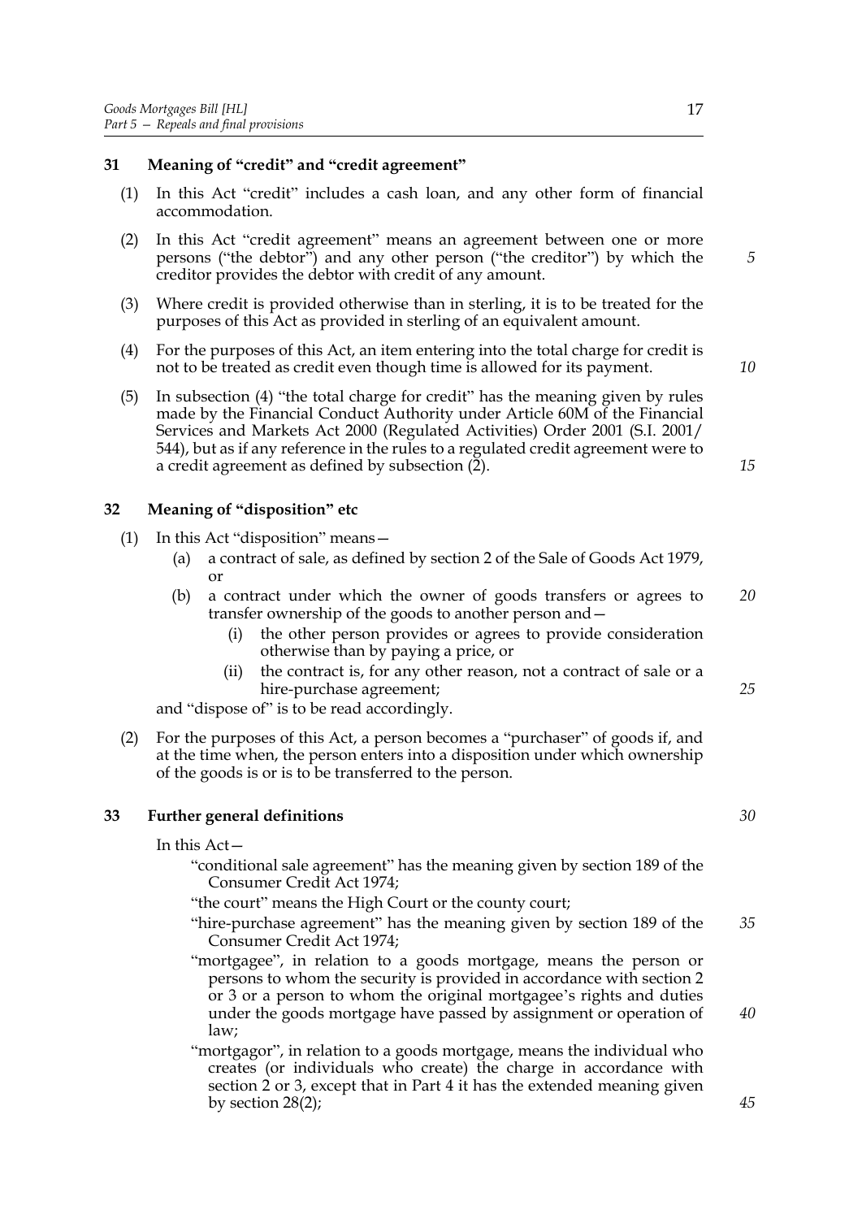## 31 Meaning of "credit" and "credit agreement"

(1) In this Act "credit" includes a cash loan, and any other form of financial accommodation.

(2) In this Act "credit agreement" means an agreement between one or more persons ("the debtor") and any other person ("the creditor") by which the creditor provides the debtor with credit of any amount.

(3) Where credit is provided otherwise than in sterling, it is to be treated for the purposes of this Act as provided in sterling of an equivalent amount.

(4) For the purposes of this Act, an item entering into the total charge for credit is not to be treated as credit even though time is allowed for its payment.

(5) In subsection (4) "the total charge for credit" has the meaning given by rules made by the Financial Conduct Authority under Article 60M of the Financial Services and Markets Act 2000 (Regulated Activities) Order 2001 (S.I. 2001/544), but as if any reference in the rules to a regulated credit agreement were to a credit agreement as defined by subsection (2).

## 32 Meaning of "disposition" etc

(1) In this Act "disposition" means—

(a) a contract of sale, as defined by section 2 of the Sale of Goods Act 1979, or

(b) a contract under which the owner of goods transfers or agrees to transfer ownership of the goods to another person and—

(i) the other person provides or agrees to provide consideration otherwise than by paying a price, or

(ii) the contract is, for any other reason, not a contract of sale or a hire-purchase agreement;

and "dispose of" is to be read accordingly.

(2) For the purposes of this Act, a person becomes a "purchaser" of goods if, and at the time when, the person enters into a disposition under which ownership of the goods is or is to be transferred to the person.

## 33 Further general definitions

In this Act—

"conditional sale agreement" has the meaning given by section 189 of the Consumer Credit Act 1974;

"the court" means the High Court or the county court;

"hire-purchase agreement" has the meaning given by section 189 of the Consumer Credit Act 1974;

"mortgagee", in relation to a goods mortgage, means the person or persons to whom the security is provided in accordance with section 2 or 3 or a person to whom the original mortgagee's rights and duties under the goods mortgage have passed by assignment or operation of law;

"mortgagor", in relation to a goods mortgage, means the individual who creates (or individuals who create) the charge in accordance with section 2 or 3, except that in Part 4 it has the extended meaning given by section 28(2);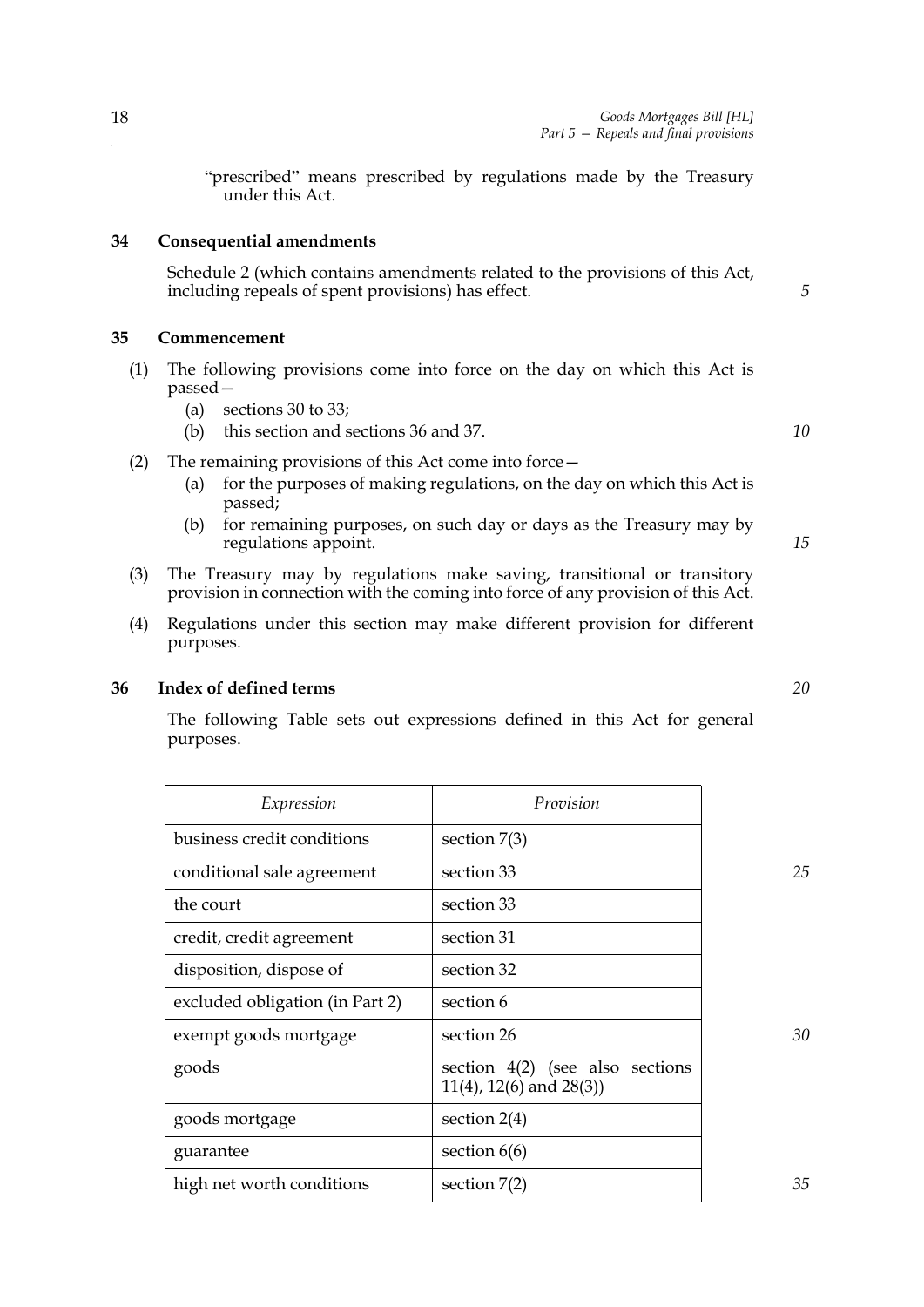"prescribed" means prescribed by regulations made by the Treasury under this Act.

## 34 Consequential amendments

Schedule 2 (which contains amendments related to the provisions of this Act, including repeals of spent provisions) has effect.

## 35 Commencement

(1) The following provisions come into force on the day on which this Act is passed—

- (a) sections 30 to 33;
- (b) this section and sections 36 and 37.

(2) The remaining provisions of this Act come into force—

- (a) for the purposes of making regulations, on the day on which this Act is passed;
- (b) for remaining purposes, on such day or days as the Treasury may by regulations appoint.

(3) The Treasury may by regulations make saving, transitional or transitory provision in connection with the coming into force of any provision of this Act.

(4) Regulations under this section may make different provision for different purposes.

## 36 Index of defined terms

The following Table sets out expressions defined in this Act for general purposes.

| *Expression* | *Provision* |
|---|---|
| business credit conditions | section 7(3) |
| conditional sale agreement | section 33 |
| the court | section 33 |
| credit, credit agreement | section 31 |
| disposition, dispose of | section 32 |
| excluded obligation (in Part 2) | section 6 |
| exempt goods mortgage | section 26 |
| goods | section 4(2) (see also sections 11(4), 12(6) and 28(3)) |
| goods mortgage | section 2(4) |
| guarantee | section 6(6) |
| high net worth conditions | section 7(2) |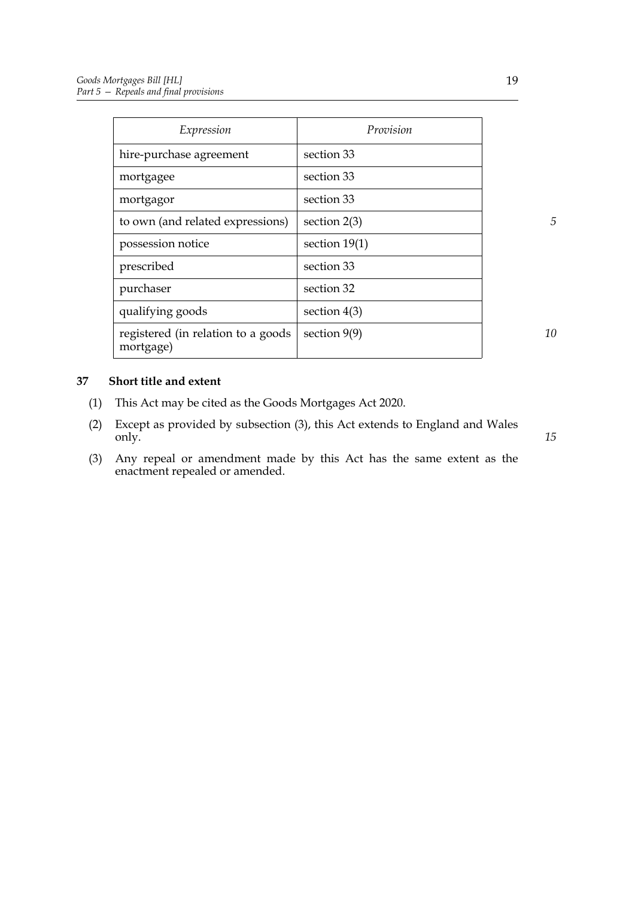| *Expression* | *Provision* |
|---|---|
| hire-purchase agreement | section 33 |
| mortgagee | section 33 |
| mortgagor | section 33 |
| to own (and related expressions) | section 2(3) |
| possession notice | section 19(1) |
| prescribed | section 33 |
| purchaser | section 32 |
| qualifying goods | section 4(3) |
| registered (in relation to a goods mortgage) | section 9(9) |

**37 Short title and extent**

(1) This Act may be cited as the Goods Mortgages Act 2020.

(2) Except as provided by subsection (3), this Act extends to England and Wales only.

(3) Any repeal or amendment made by this Act has the same extent as the enactment repealed or amended.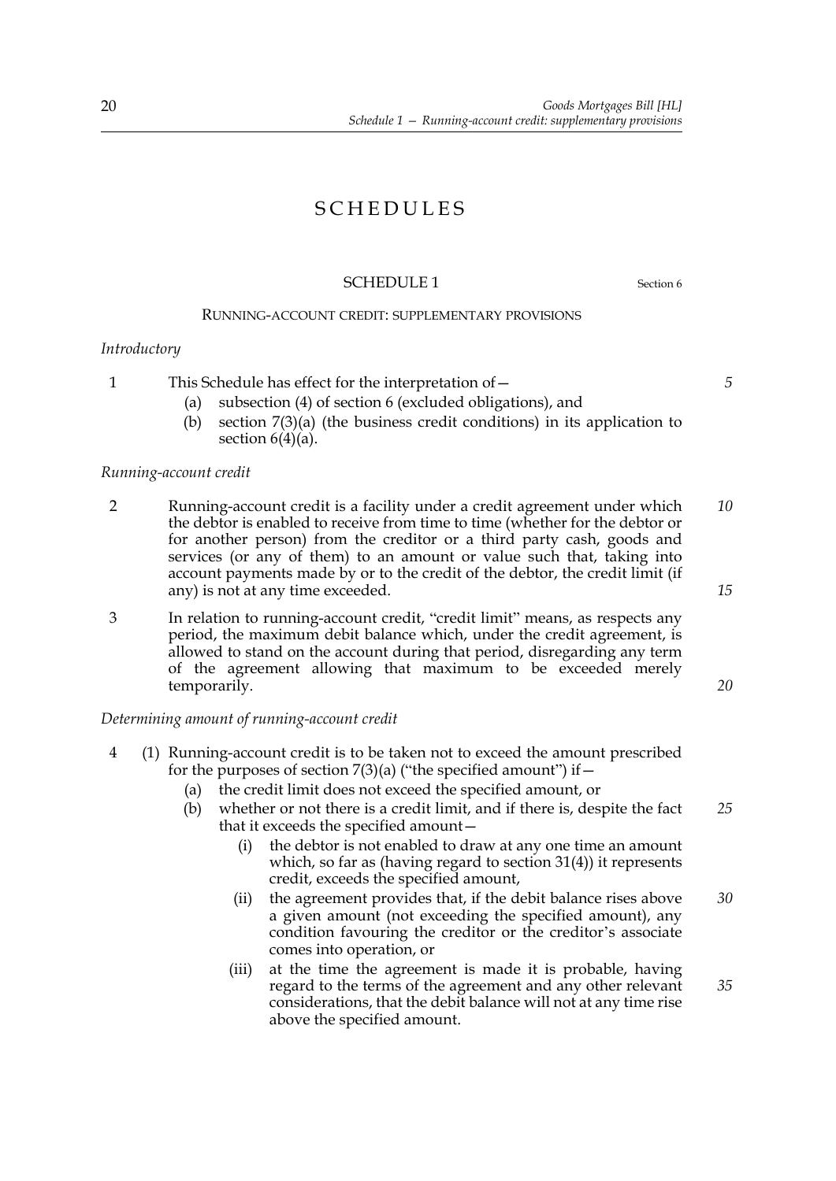# SCHEDULES

## SCHEDULE 1

Section 6

### RUNNING-ACCOUNT CREDIT: SUPPLEMENTARY PROVISIONS

*Introductory*

1 This Schedule has effect for the interpretation of—

(a) subsection (4) of section 6 (excluded obligations), and

(b) section 7(3)(a) (the business credit conditions) in its application to section 6(4)(a).

*Running-account credit*

2 Running-account credit is a facility under a credit agreement under which the debtor is enabled to receive from time to time (whether for the debtor or for another person) from the creditor or a third party cash, goods and services (or any of them) to an amount or value such that, taking into account payments made by or to the credit of the debtor, the credit limit (if any) is not at any time exceeded.

3 In relation to running-account credit, "credit limit" means, as respects any period, the maximum debit balance which, under the credit agreement, is allowed to stand on the account during that period, disregarding any term of the agreement allowing that maximum to be exceeded merely temporarily.

*Determining amount of running-account credit*

4 (1) Running-account credit is to be taken not to exceed the amount prescribed for the purposes of section 7(3)(a) ("the specified amount") if—

(a) the credit limit does not exceed the specified amount, or

(b) whether or not there is a credit limit, and if there is, despite the fact that it exceeds the specified amount—

(i) the debtor is not enabled to draw at any one time an amount which, so far as (having regard to section 31(4)) it represents credit, exceeds the specified amount,

(ii) the agreement provides that, if the debit balance rises above a given amount (not exceeding the specified amount), any condition favouring the creditor or the creditor's associate comes into operation, or

(iii) at the time the agreement is made it is probable, having regard to the terms of the agreement and any other relevant considerations, that the debit balance will not at any time rise above the specified amount.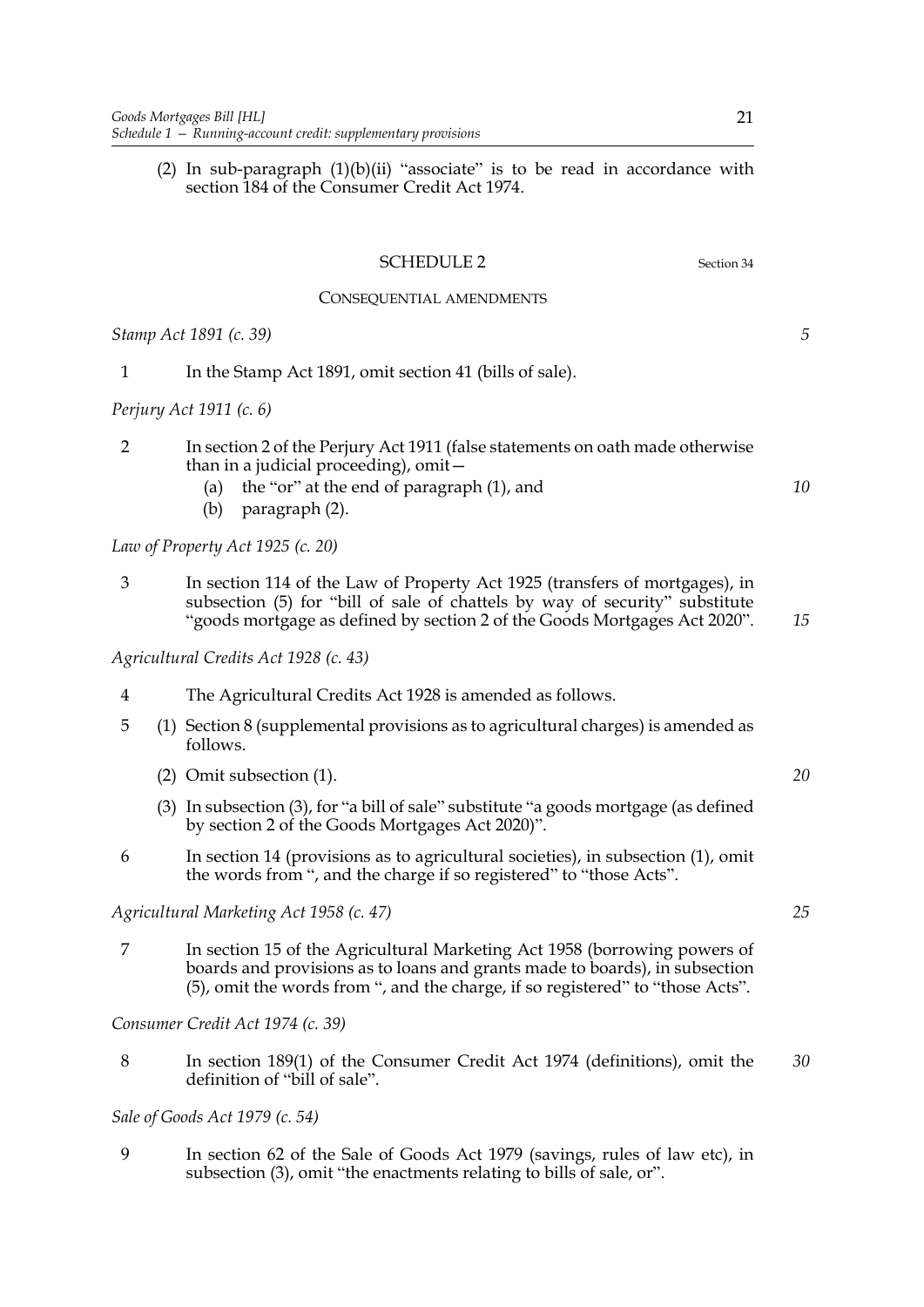(2) In sub-paragraph (1)(b)(ii) "associate" is to be read in accordance with section 184 of the Consumer Credit Act 1974.

## SCHEDULE 2

Section 34

### CONSEQUENTIAL AMENDMENTS

*Stamp Act 1891 (c. 39)*

1 In the Stamp Act 1891, omit section 41 (bills of sale).

*Perjury Act 1911 (c. 6)*

2 In section 2 of the Perjury Act 1911 (false statements on oath made otherwise than in a judicial proceeding), omit—

(a) the "or" at the end of paragraph (1), and

(b) paragraph (2).

*Law of Property Act 1925 (c. 20)*

3 In section 114 of the Law of Property Act 1925 (transfers of mortgages), in subsection (5) for "bill of sale of chattels by way of security" substitute "goods mortgage as defined by section 2 of the Goods Mortgages Act 2020".

*Agricultural Credits Act 1928 (c. 43)*

4 The Agricultural Credits Act 1928 is amended as follows.

5 (1) Section 8 (supplemental provisions as to agricultural charges) is amended as follows.

(2) Omit subsection (1).

(3) In subsection (3), for "a bill of sale" substitute "a goods mortgage (as defined by section 2 of the Goods Mortgages Act 2020)".

6 In section 14 (provisions as to agricultural societies), in subsection (1), omit the words from ", and the charge if so registered" to "those Acts".

*Agricultural Marketing Act 1958 (c. 47)*

7 In section 15 of the Agricultural Marketing Act 1958 (borrowing powers of boards and provisions as to loans and grants made to boards), in subsection (5), omit the words from ", and the charge, if so registered" to "those Acts".

*Consumer Credit Act 1974 (c. 39)*

8 In section 189(1) of the Consumer Credit Act 1974 (definitions), omit the definition of "bill of sale".

*Sale of Goods Act 1979 (c. 54)*

9 In section 62 of the Sale of Goods Act 1979 (savings, rules of law etc), in subsection (3), omit "the enactments relating to bills of sale, or".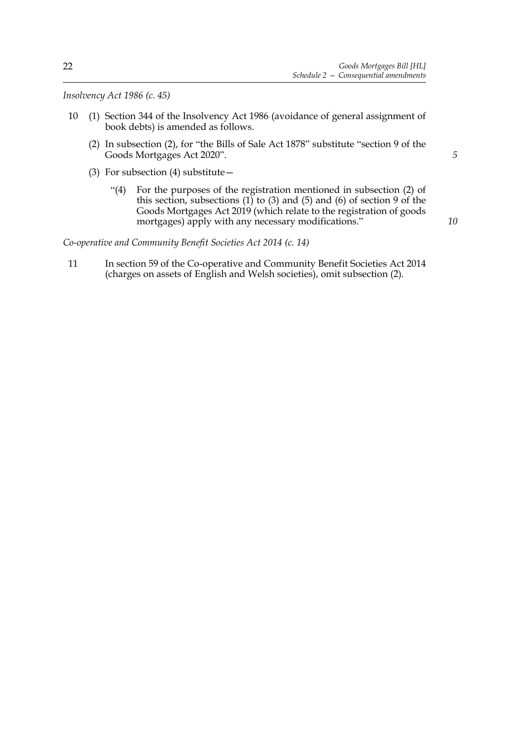*Insolvency Act 1986 (c. 45)*

10 (1) Section 344 of the Insolvency Act 1986 (avoidance of general assignment of book debts) is amended as follows.

(2) In subsection (2), for "the Bills of Sale Act 1878" substitute "section 9 of the Goods Mortgages Act 2020".

(3) For subsection (4) substitute—

"(4) For the purposes of the registration mentioned in subsection (2) of this section, subsections (1) to (3) and (5) and (6) of section 9 of the Goods Mortgages Act 2019 (which relate to the registration of goods mortgages) apply with any necessary modifications."

*Co-operative and Community Benefit Societies Act 2014 (c. 14)*

11 In section 59 of the Co-operative and Community Benefit Societies Act 2014 (charges on assets of English and Welsh societies), omit subsection (2).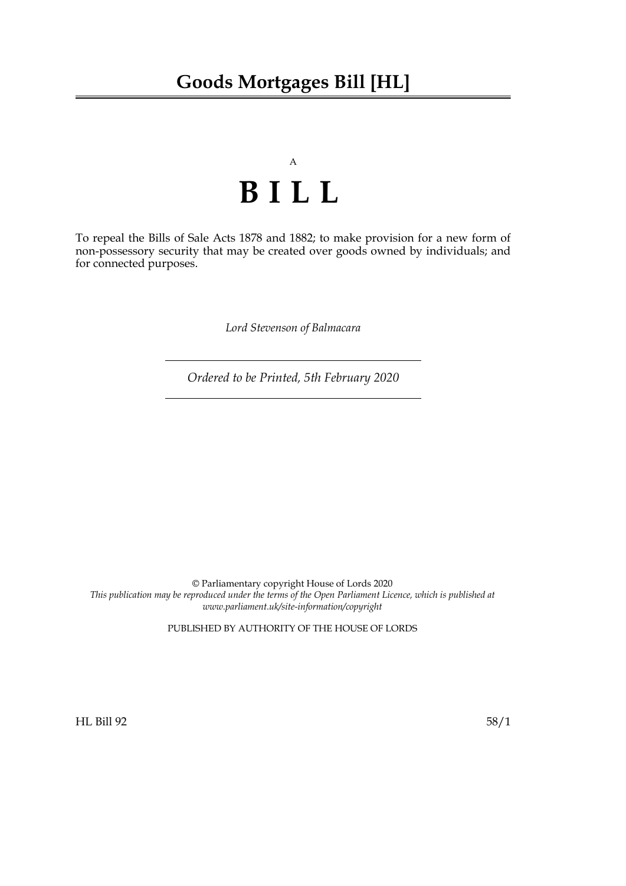# Goods Mortgages Bill [HL]

A

# B I L L

To repeal the Bills of Sale Acts 1878 and 1882; to make provision for a new form of non-possessory security that may be created over goods owned by individuals; and for connected purposes.

*Lord Stevenson of Balmacara*

*Ordered to be Printed, 5th February 2020*

© Parliamentary copyright House of Lords 2020
*This publication may be reproduced under the terms of the Open Parliament Licence, which is published at www.parliament.uk/site-information/copyright*

PUBLISHED BY AUTHORITY OF THE HOUSE OF LORDS

HL Bill 92 58/1